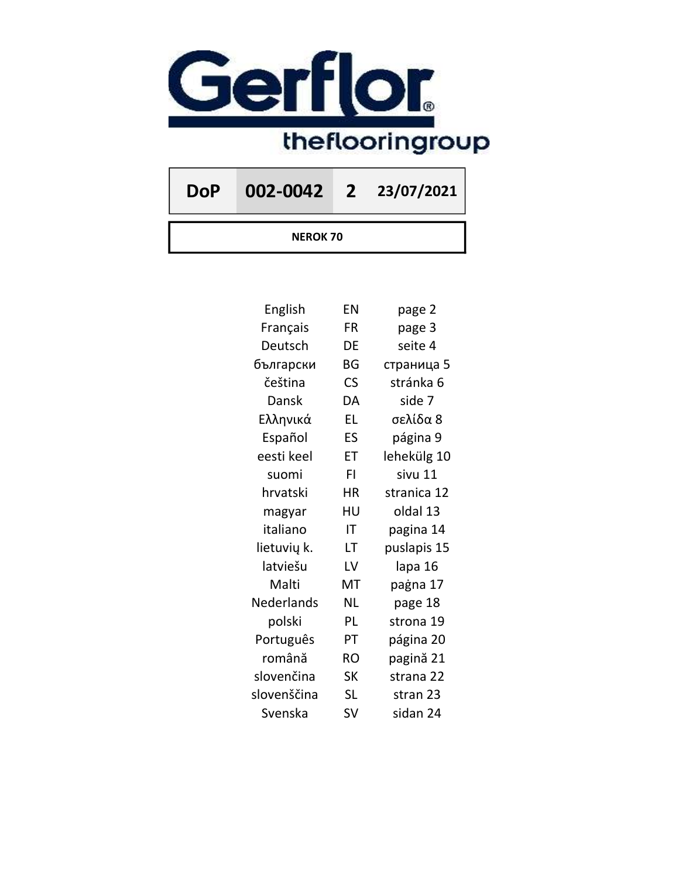Gerflor®

theflooringroup

| DoP | 002-0042 | 2 | 23/07/2021 |
|---|---|---|---|

**NEROK 70**

| | | |
|---|---|---|
| English | EN | page 2 |
| Français | FR | page 3 |
| Deutsch | DE | seite 4 |
| български | BG | страница 5 |
| čeština | CS | stránka 6 |
| Dansk | DA | side 7 |
| Ελληνικά | EL | σελίδα 8 |
| Español | ES | página 9 |
| eesti keel | ET | lehekülg 10 |
| suomi | FI | sivu 11 |
| hrvatski | HR | stranica 12 |
| magyar | HU | oldal 13 |
| italiano | IT | pagina 14 |
| lietuvių k. | LT | puslapis 15 |
| latviešu | LV | lapa 16 |
| Malti | MT | paġna 17 |
| Nederlands | NL | page 18 |
| polski | PL | strona 19 |
| Português | PT | página 20 |
| română | RO | pagină 21 |
| slovenčina | SK | strana 22 |
| slovenščina | SL | stran 23 |
| Svenska | SV | sidan 24 |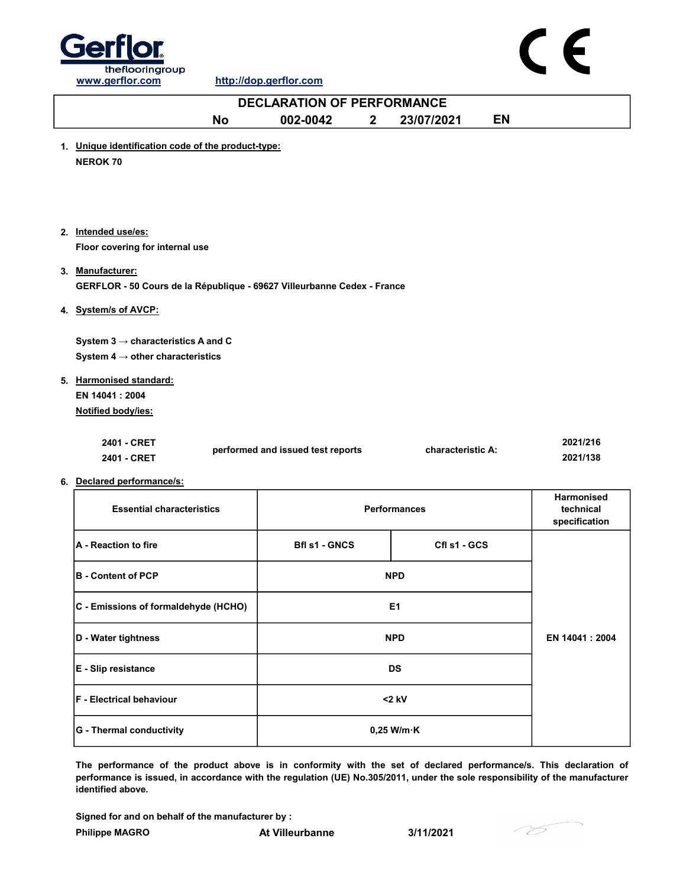Gerflor
theflooringgroup

www.gerflor.com http://dop.gerflor.com

CE

# DECLARATION OF PERFORMANCE

**No 002-0042 2 23/07/2021 EN**

1. **Unique identification code of the product-type:**
   **NEROK 70**

2. **Intended use/es:**
   **Floor covering for internal use**

3. **Manufacturer:**
   **GERFLOR - 50 Cours de la République - 69627 Villeurbanne Cedex - France**

4. **System/s of AVCP:**

   **System 3 → characteristics A and C**
   **System 4 → other characteristics**

5. **Harmonised standard:**
   **EN 14041 : 2004**
   **Notified body/ies:**

| | | | |
|---|---|---|---|
| 2401 - CRET | performed and issued test reports | characteristic A: | 2021/216 |
| 2401 - CRET | | | 2021/138 |

6. **Declared performance/s:**

| Essential characteristics | Performances | | Harmonised technical specification |
|---|---|---|---|
| A - Reaction to fire | Bfl s1 - GNCS | Cfl s1 - GCS | EN 14041 : 2004 |
| B - Content of PCP | NPD | | |
| C - Emissions of formaldehyde (HCHO) | E1 | | |
| D - Water tightness | NPD | | |
| E - Slip resistance | DS | | |
| F - Electrical behaviour | <2 kV | | |
| G - Thermal conductivity | 0,25 W/m·K | | |

**The performance of the product above is in conformity with the set of declared performance/s. This declaration of performance is issued, in accordance with the regulation (UE) No.305/2011, under the sole responsibility of the manufacturer identified above.**

**Signed for and on behalf of the manufacturer by :**

**Philippe MAGRO At Villeurbanne 3/11/2021**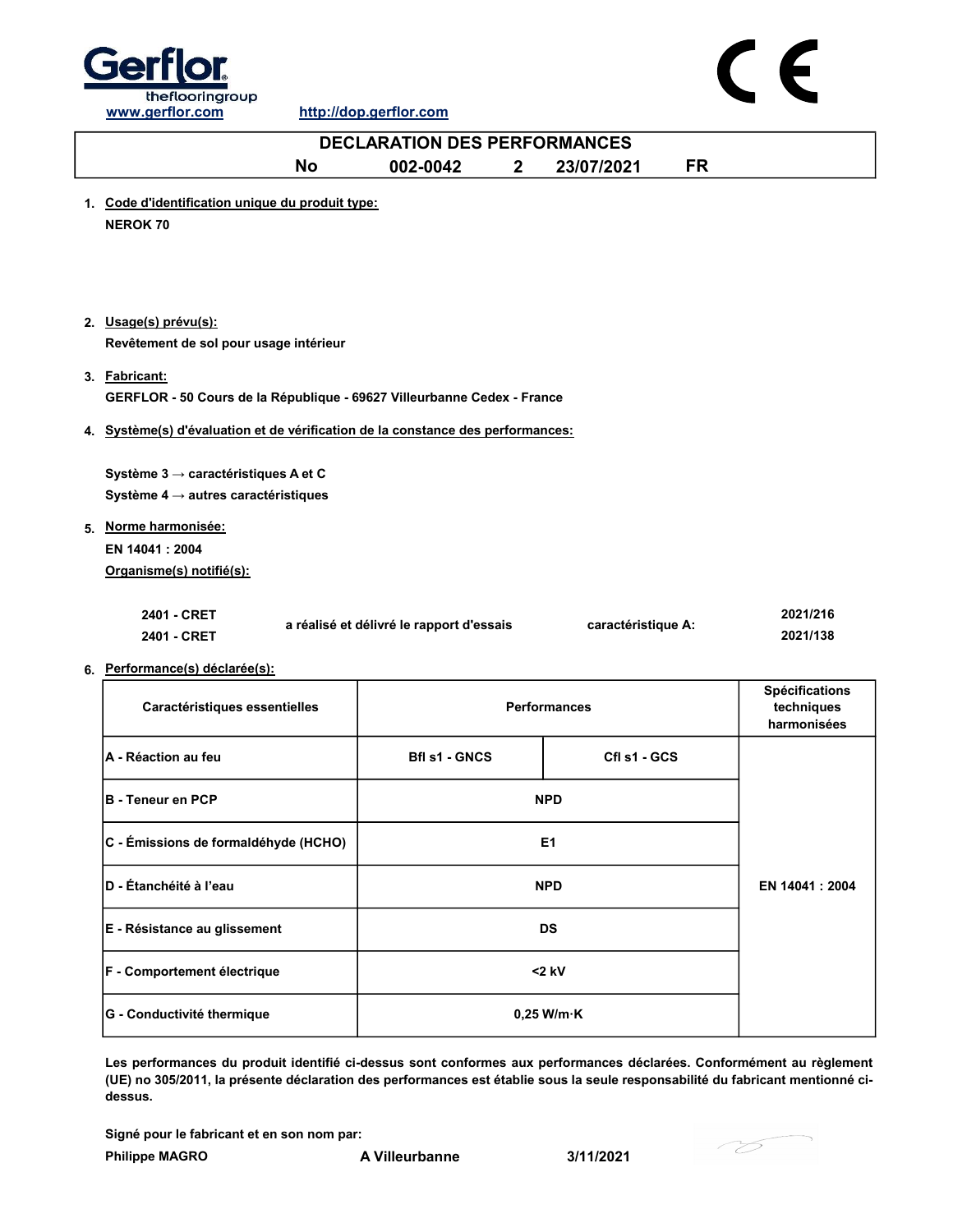Gerflor
theflooringgroup
www.gerflor.com http://dop.gerflor.com

CE

# DECLARATION DES PERFORMANCES

**No 002-0042 2 23/07/2021 FR**

1. **Code d'identification unique du produit type:**

   **NEROK 70**

2. **Usage(s) prévu(s):**

   **Revêtement de sol pour usage intérieur**

3. **Fabricant:**

   **GERFLOR - 50 Cours de la République - 69627 Villeurbanne Cedex - France**

4. **Système(s) d'évaluation et de vérification de la constance des performances:**

   **Système 3 → caractéristiques A et C**

   **Système 4 → autres caractéristiques**

5. **Norme harmonisée:**

   **EN 14041 : 2004**

   **Organisme(s) notifié(s):**

| | | | |
|---|---|---|---|
| 2401 - CRET | a réalisé et délivré le rapport d'essais | caractéristique A: | 2021/216 |
| 2401 - CRET | | | 2021/138 |

6. **Performance(s) déclarée(s):**

| Caractéristiques essentielles | Performances | | Spécifications techniques harmonisées |
|---|---|---|---|
| A - Réaction au feu | Bfl s1 - GNCS | Cfl s1 - GCS | EN 14041 : 2004 |
| B - Teneur en PCP | NPD | | |
| C - Émissions de formaldéhyde (HCHO) | E1 | | |
| D - Étanchéité à l'eau | NPD | | |
| E - Résistance au glissement | DS | | |
| F - Comportement électrique | <2 kV | | |
| G - Conductivité thermique | 0,25 W/m·K | | |

**Les performances du produit identifié ci-dessus sont conformes aux performances déclarées. Conformément au règlement (UE) no 305/2011, la présente déclaration des performances est établie sous la seule responsabilité du fabricant mentionné ci-dessus.**

**Signé pour le fabricant et en son nom par:**

**Philippe MAGRO** **A Villeurbanne** **3/11/2021**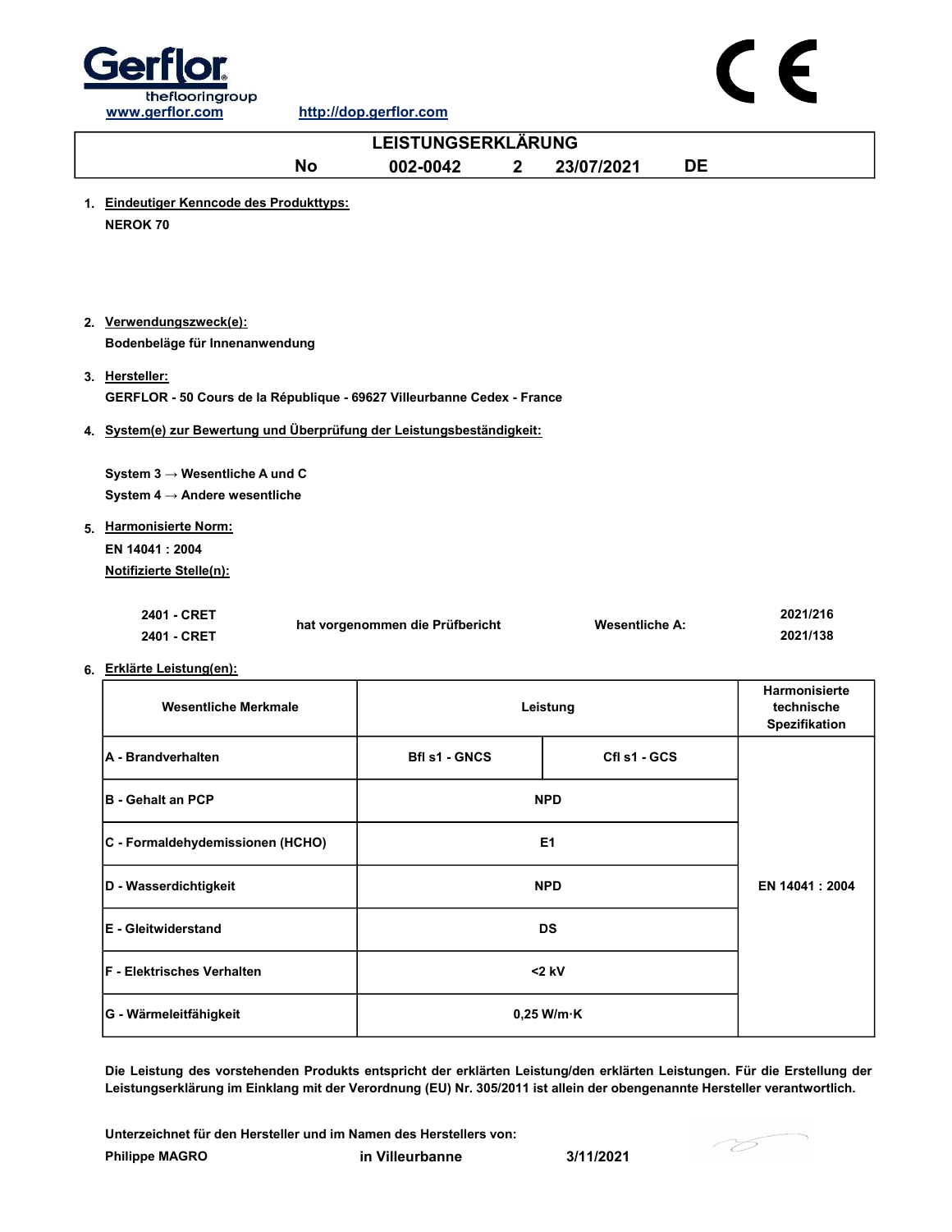Gerflor
theflooringgroup
www.gerflor.com http://dop.gerflor.com

CE

# LEISTUNGSERKLÄRUNG

**No 002-0042 2 23/07/2021 DE**

1. **Eindeutiger Kenncode des Produkttyps:**
   **NEROK 70**

2. **Verwendungszweck(e):**
   **Bodenbeläge für Innenanwendung**

3. **Hersteller:**
   **GERFLOR - 50 Cours de la République - 69627 Villeurbanne Cedex - France**

4. **System(e) zur Bewertung und Überprüfung der Leistungsbeständigkeit:**

   **System 3 → Wesentliche A und C**
   **System 4 → Andere wesentliche**

5. **Harmonisierte Norm:**
   **EN 14041 : 2004**
   **Notifizierte Stelle(n):**

| | | | |
|---|---|---|---|
| 2401 - CRET | hat vorgenommen die Prüfbericht | Wesentliche A: | 2021/216 |
| 2401 - CRET | | | 2021/138 |

6. **Erklärte Leistung(en):**

| Wesentliche Merkmale | Leistung | | Harmonisierte technische Spezifikation |
|---|---|---|---|
| A - Brandverhalten | Bfl s1 - GNCS | Cfl s1 - GCS | EN 14041 : 2004 |
| B - Gehalt an PCP | NPD | | |
| C - Formaldehydemissionen (HCHO) | E1 | | |
| D - Wasserdichtigkeit | NPD | | |
| E - Gleitwiderstand | DS | | |
| F - Elektrisches Verhalten | <2 kV | | |
| G - Wärmeleitfähigkeit | 0,25 W/m·K | | |

**Die Leistung des vorstehenden Produkts entspricht der erklärten Leistung/den erklärten Leistungen. Für die Erstellung der Leistungserklärung im Einklang mit der Verordnung (EU) Nr. 305/2011 ist allein der obengenannte Hersteller verantwortlich.**

**Unterzeichnet für den Hersteller und im Namen des Herstellers von:**
**Philippe MAGRO** in Villeurbanne 3/11/2021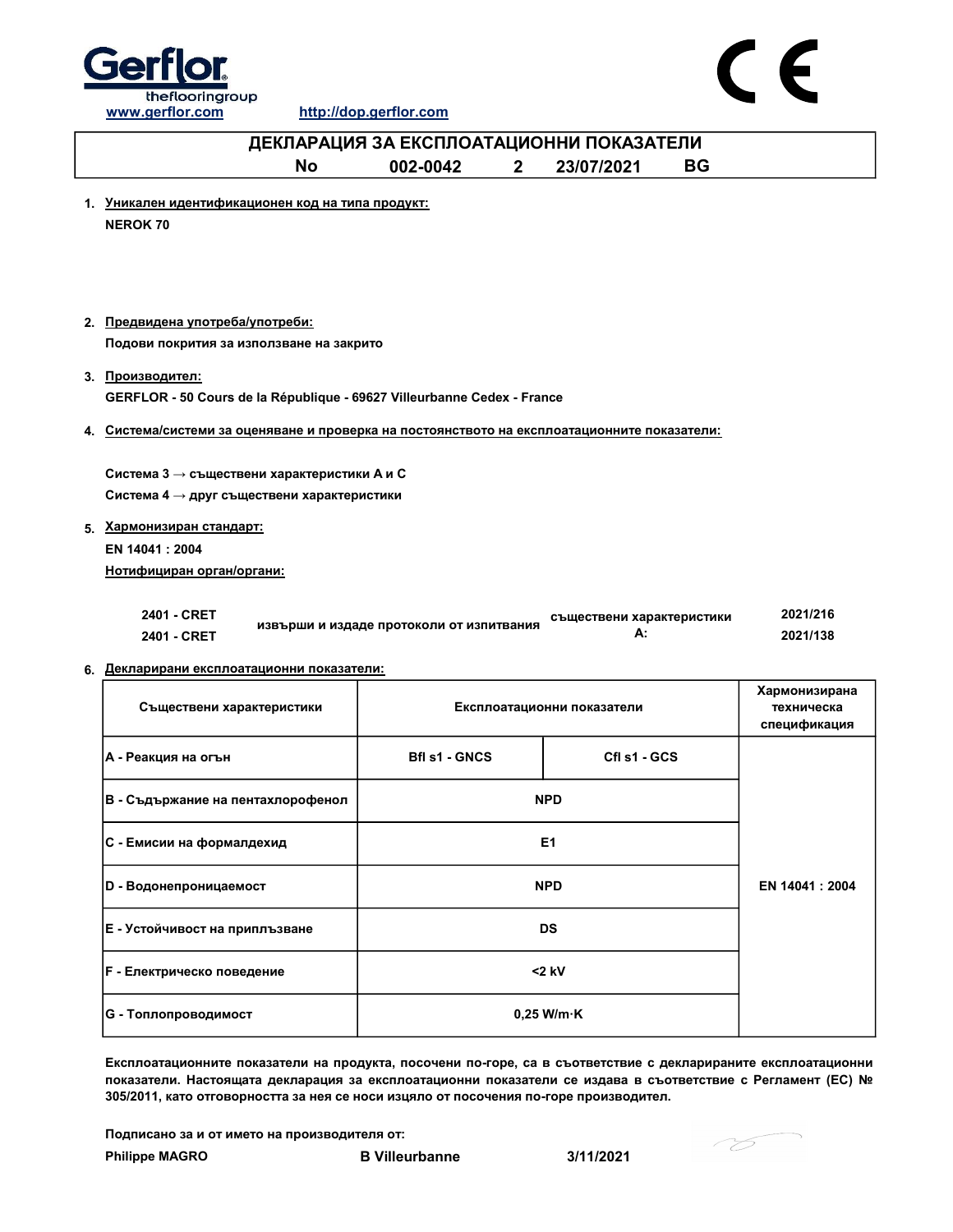www.gerflor.com http://dop.gerflor.com

# ДЕКЛАРАЦИЯ ЗА ЕКСПЛОАТАЦИОННИ ПОКАЗАТЕЛИ

**No 002-0042 2 23/07/2021 BG**

1. **Уникален идентификационен код на типа продукт:**

   **NEROK 70**

2. **Предвидена употреба/употреби:**

   **Подови покрития за използване на закрито**

3. **Производител:**

   **GERFLOR - 50 Cours de la République - 69627 Villeurbanne Cedex - France**

4. **Система/системи за оценяване и проверка на постоянството на експлоатационните показатели:**

   **Система 3 → съществени характеристики A и C**

   **Система 4 → друг съществени характеристики**

5. **Хармонизиран стандарт:**

   **EN 14041 : 2004**

   **Нотифициран орган/органи:**

| | | | |
|---|---|---|---|
| 2401 - CRET | извърши и издаде протоколи от изпитвания | съществени характеристики A: | 2021/216 |
| 2401 - CRET | | | 2021/138 |

6. **Декларирани експлоатационни показатели:**

| Съществени характеристики | Експлоатационни показатели | | Хармонизирана техническа спецификация |
|---|---|---|---|
| A - Реакция на огън | Bfl s1 - GNCS | Cfl s1 - GCS | EN 14041 : 2004 |
| B - Съдържание на пентахлорофенол | NPD | | |
| C - Емисии на формалдехид | E1 | | |
| D - Водонепроницаемост | NPD | | |
| E - Устойчивост на приплъзване | DS | | |
| F - Електрическо поведение | <2 kV | | |
| G - Топлопроводимост | 0,25 W/m·K | | |

**Експлоатационните показатели на продукта, посочени по-горе, са в съответствие с декларираните експлоатационни показатели. Настоящата декларация за експлоатационни показатели се издава в съответствие с Регламент (ЕС) № 305/2011, като отговорността за нея се носи изцяло от посочения по-горе производител.**

**Подписано за и от името на производителя от:**

**Philippe MAGRO** **B Villeurbanne** **3/11/2021**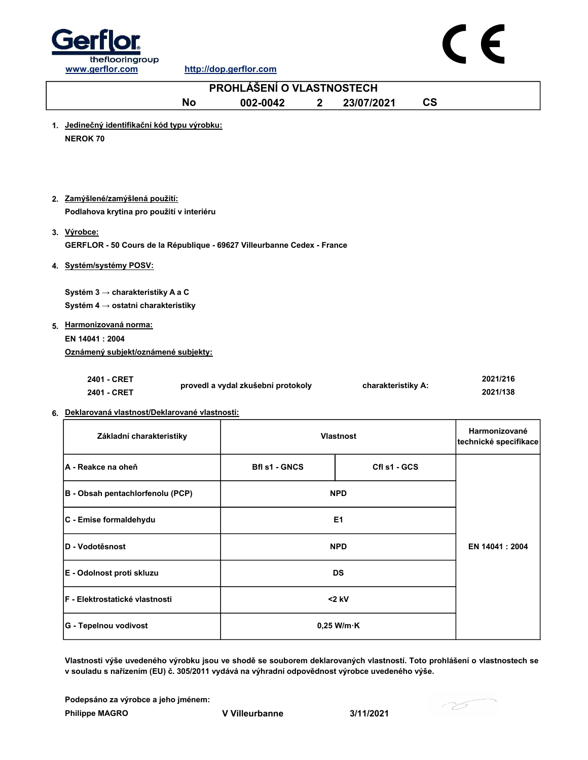Gerflor
theflooringgroup
www.gerflor.com http://dop.gerflor.com

CE

# PROHLÁŠENÍ O VLASTNOSTECH

**No 002-0042 2 23/07/2021 CS**

1. **Jedinečný identifikační kód typu výrobku:**

   **NEROK 70**

2. **Zamýšlené/zamýšlená použití:**

   **Podlahova krytina pro použití v interiéru**

3. **Výrobce:**

   **GERFLOR - 50 Cours de la République - 69627 Villeurbanne Cedex - France**

4. **Systém/systémy POSV:**

   **Systém 3 → charakteristiky A a C**

   **Systém 4 → ostatni charakteristiky**

5. **Harmonizovaná norma:**

   **EN 14041 : 2004**

   **Oznámený subjekt/oznámené subjekty:**

| | | | |
|---|---|---|---|
| 2401 - CRET | provedl a vydal zkušební protokoly | charakteristiky A: | 2021/216 |
| 2401 - CRET | | | 2021/138 |

6. **Deklarovaná vlastnost/Deklarované vlastnosti:**

| Základní charakteristiky | Vlastnost | | Harmonizované technické specifikace |
|---|---|---|---|
| A - Reakce na oheň | Bfl s1 - GNCS | Cfl s1 - GCS | EN 14041 : 2004 |
| B - Obsah pentachlorfenolu (PCP) | NPD | | |
| C - Emise formaldehydu | E1 | | |
| D - Vodotěsnost | NPD | | |
| E - Odolnost proti skluzu | DS | | |
| F - Elektrostatické vlastnosti | <2 kV | | |
| G - Tepelnou vodivost | 0,25 W/m·K | | |

**Vlastnosti výše uvedeného výrobku jsou ve shodě se souborem deklarovaných vlastností. Toto prohlášení o vlastnostech se v souladu s nařízením (EU) č. 305/2011 vydává na výhradní odpovědnost výrobce uvedeného výše.**

**Podepsáno za výrobce a jeho jménem:**

**Philippe MAGRO** **V Villeurbanne** **3/11/2021**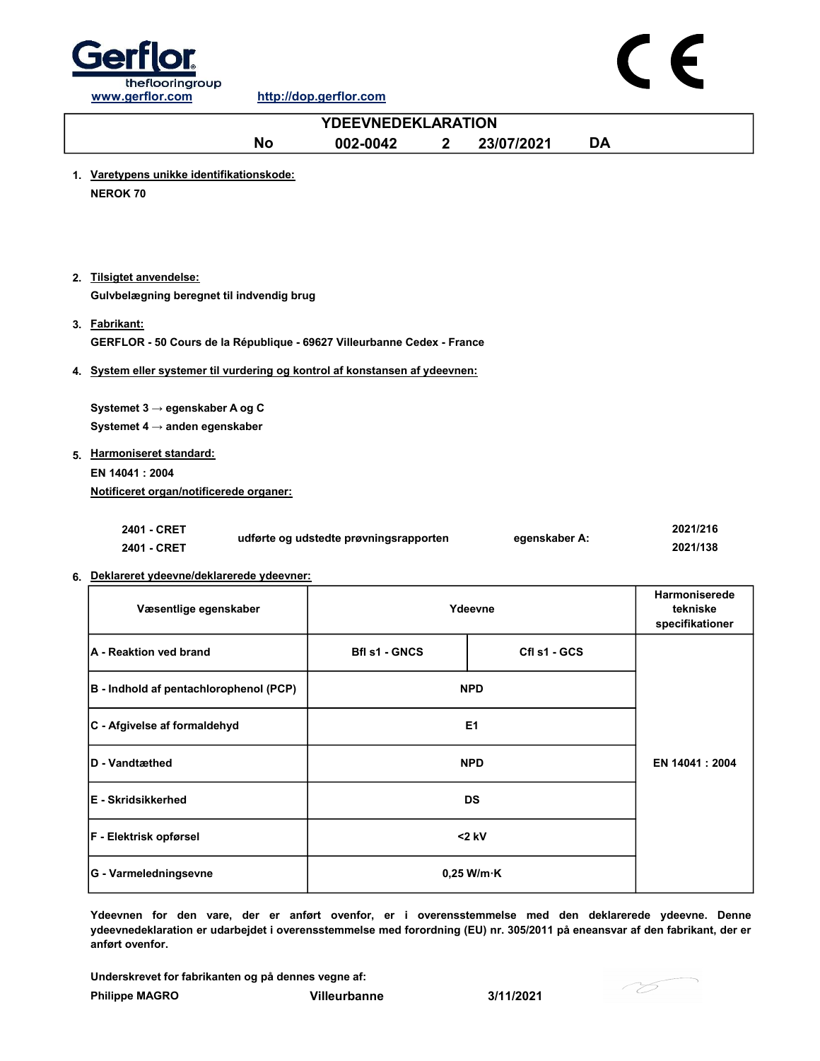Gerflor
theflooringgroup

www.gerflor.com http://dop.gerflor.com

CE

# YDEEVNEDEKLARATION

**No 002-0042 2 23/07/2021 DA**

1. **Varetypens unikke identifikationskode:**
   **NEROK 70**

2. **Tilsigtet anvendelse:**
   **Gulvbelægning beregnet til indvendig brug**

3. **Fabrikant:**
   **GERFLOR - 50 Cours de la République - 69627 Villeurbanne Cedex - France**

4. **System eller systemer til vurdering og kontrol af konstansen af ydeevnen:**

   **Systemet 3 → egenskaber A og C**
   **Systemet 4 → anden egenskaber**

5. **Harmoniseret standard:**
   **EN 14041 : 2004**
   **Notificeret organ/notificerede organer:**

| | | | |
|---|---|---|---|
| **2401 - CRET** | **udførte og udstedte prøvningsrapporten** | **egenskaber A:** | **2021/216** |
| **2401 - CRET** | | | **2021/138** |

6. **Deklareret ydeevne/deklarerede ydeevner:**

| Væsentlige egenskaber | Ydeevne | | Harmoniserede tekniske specifikationer |
|---|---|---|---|
| A - Reaktion ved brand | Bfl s1 - GNCS | Cfl s1 - GCS | EN 14041 : 2004 |
| B - Indhold af pentachlorophenol (PCP) | NPD | | |
| C - Afgivelse af formaldehyd | E1 | | |
| D - Vandtæthed | NPD | | |
| E - Skridsikkerhed | DS | | |
| F - Elektrisk opførsel | <2 kV | | |
| G - Varmeledningsevne | 0,25 W/m·K | | |

**Ydeevnen for den vare, der er anført ovenfor, er i overensstemmelse med den deklarerede ydeevne. Denne ydeevnedeklaration er udarbejdet i overensstemmelse med forordning (EU) nr. 305/2011 på eneansvar af den fabrikant, der er anført ovenfor.**

**Underskrevet for fabrikanten og på dennes vegne af:**

**Philippe MAGRO** **Villeurbanne** **3/11/2021**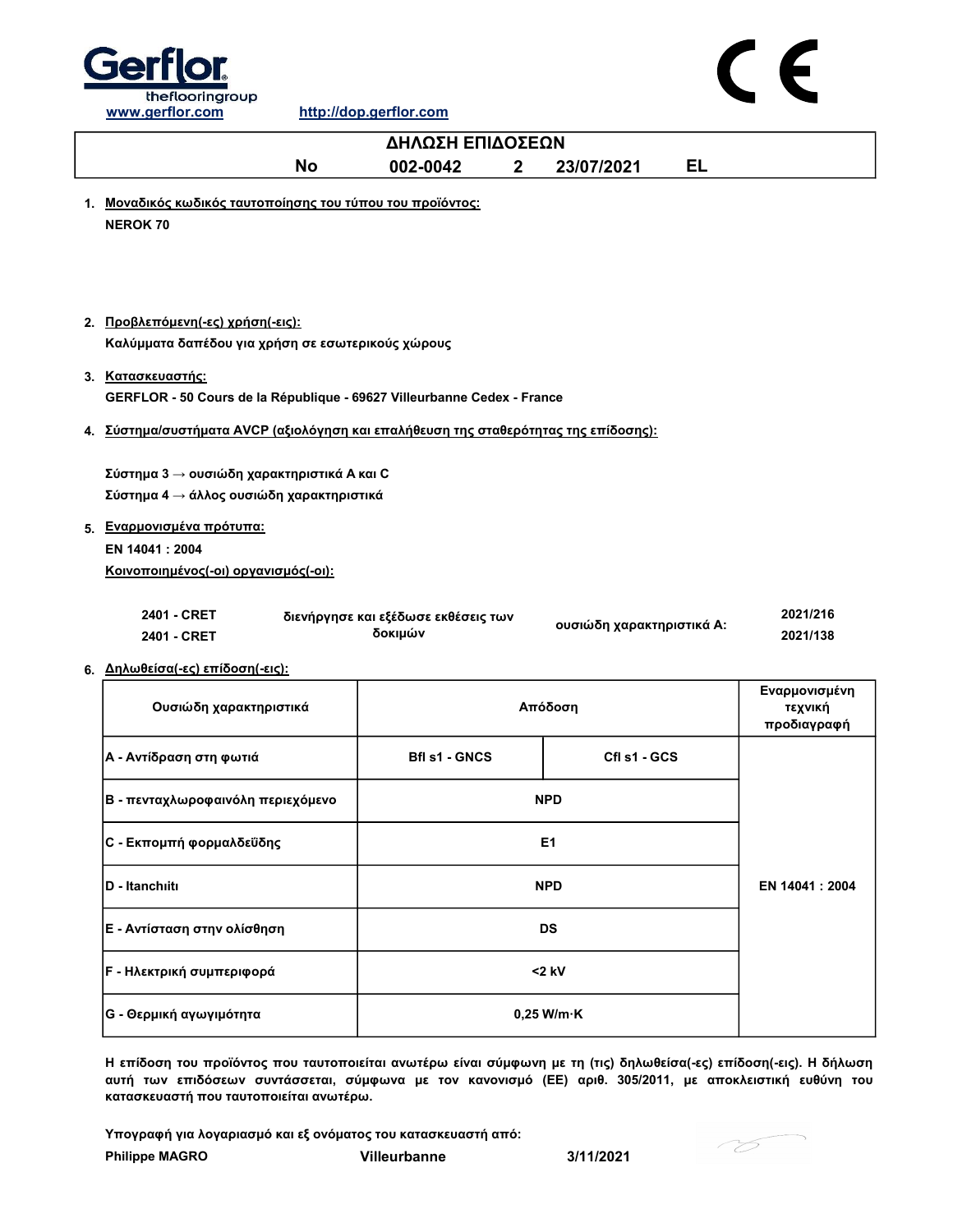www.gerflor.com http://dop.gerflor.com

# ΔΗΛΩΣΗ ΕΠΙΔΟΣΕΩΝ

**No 002-0042 2 23/07/2021 EL**

1. **Μοναδικός κωδικός ταυτοποίησης του τύπου του προϊόντος:**
   **NEROK 70**

2. **Προβλεπόμενη(-ες) χρήση(-εις):**
   **Καλύμματα δαπέδου για χρήση σε εσωτερικούς χώρους**

3. **Κατασκευαστής:**
   **GERFLOR - 50 Cours de la République - 69627 Villeurbanne Cedex - France**

4. **Σύστημα/συστήματα AVCP (αξιολόγηση και επαλήθευση της σταθερότητας της επίδοσης):**

   **Σύστημα 3 → ουσιώδη χαρακτηριστικά A και C**
   **Σύστημα 4 → άλλος ουσιώδη χαρακτηριστικά**

5. **Εναρμονισμένα πρότυπα:**
   **EN 14041 : 2004**
   **Κοινοποιημένος(-οι) οργανισμός(-οι):**

| | | | |
|---|---|---|---|
| 2401 - CRET | διενήργησε και εξέδωσε εκθέσεις των δοκιμών | ουσιώδη χαρακτηριστικά A: | 2021/216 |
| 2401 - CRET | | | 2021/138 |

6. **Δηλωθείσα(-ες) επίδοση(-εις):**

| Ουσιώδη χαρακτηριστικά | Απόδοση | | Εναρμονισμένη τεχνική προδιαγραφή |
|---|---|---|---|
| A - Αντίδραση στη φωτιά | Bfl s1 - GNCS | Cfl s1 - GCS | EN 14041 : 2004 |
| B - πενταχλωροφαινόλη περιεχόμενο | NPD | | |
| C - Εκπομπή φορμαλδεΰδης | E1 | | |
| D - Itanchıitı | NPD | | |
| E - Αντίσταση στην ολίσθηση | DS | | |
| F - Ηλεκτρική συμπεριφορά | <2 kV | | |
| G - Θερμική αγωγιμότητα | 0,25 W/m·K | | |

**Η επίδοση του προϊόντος που ταυτοποιείται ανωτέρω είναι σύμφωνη με τη (τις) δηλωθείσα(-ες) επίδοση(-εις). Η δήλωση αυτή των επιδόσεων συντάσσεται, σύμφωνα με τον κανονισμό (ΕΕ) αριθ. 305/2011, με αποκλειστική ευθύνη του κατασκευαστή που ταυτοποιείται ανωτέρω.**

**Υπογραφή για λογαριασμό και εξ ονόματος του κατασκευαστή από:**
**Philippe MAGRO** **Villeurbanne** **3/11/2021**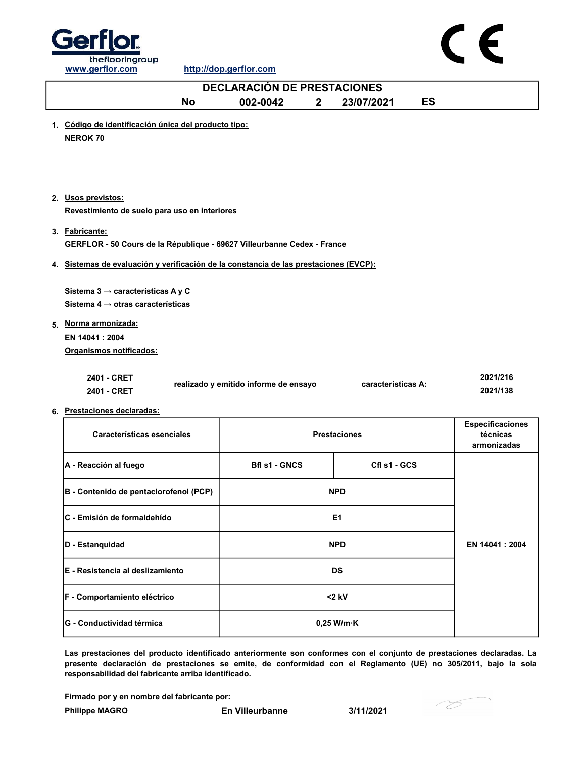Gerflor
theflooringgroup
www.gerflor.com http://dop.gerflor.com

CE

# DECLARACIÓN DE PRESTACIONES

**No 002-0042 2 23/07/2021 ES**

1. **Código de identificación única del producto tipo:**
   **NEROK 70**

2. **Usos previstos:**
   **Revestimiento de suelo para uso en interiores**

3. **Fabricante:**
   **GERFLOR - 50 Cours de la République - 69627 Villeurbanne Cedex - France**

4. **Sistemas de evaluación y verificación de la constancia de las prestaciones (EVCP):**

   **Sistema 3 → características A y C**
   **Sistema 4 → otras características**

5. **Norma armonizada:**
   **EN 14041 : 2004**
   **Organismos notificados:**

| | | | |
|---|---|---|---|
| 2401 - CRET | realizado y emitido informe de ensayo | características A: | 2021/216 |
| 2401 - CRET | | | 2021/138 |

6. **Prestaciones declaradas:**

| Características esenciales | Prestaciones | | Especificaciones técnicas armonizadas |
|---|---|---|---|
| A - Reacción al fuego | Bfl s1 - GNCS | Cfl s1 - GCS | EN 14041 : 2004 |
| B - Contenido de pentaclorofenol (PCP) | NPD | | |
| C - Emisión de formaldehído | E1 | | |
| D - Estanquidad | NPD | | |
| E - Resistencia al deslizamiento | DS | | |
| F - Comportamiento eléctrico | <2 kV | | |
| G - Conductividad térmica | 0,25 W/m·K | | |

**Las prestaciones del producto identificado anteriormente son conformes con el conjunto de prestaciones declaradas. La presente declaración de prestaciones se emite, de conformidad con el Reglamento (UE) no 305/2011, bajo la sola responsabilidad del fabricante arriba identificado.**

**Firmado por y en nombre del fabricante por:**

**Philippe MAGRO** En Villeurbanne 3/11/2021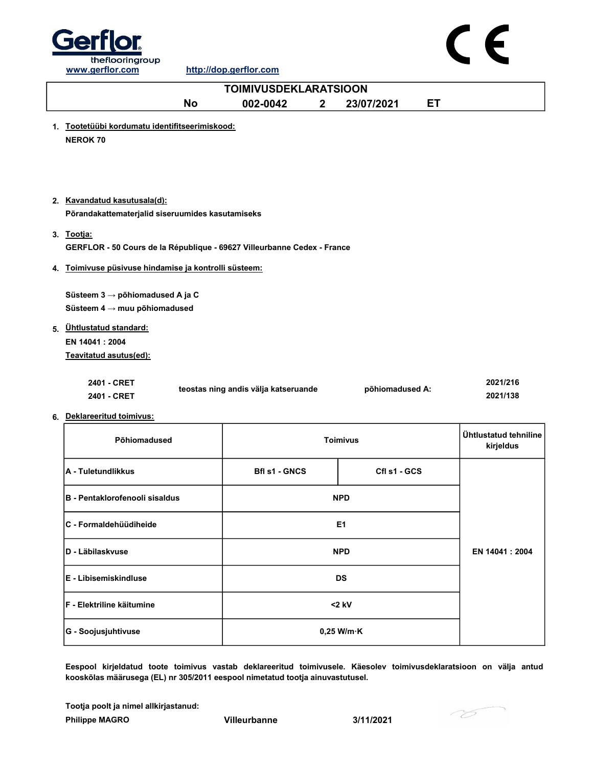Gerflor
theflooringgroup
www.gerflor.com http://dop.gerflor.com

CE

# TOIMIVUSDEKLARATSIOON

**No 002-0042 2 23/07/2021 ET**

1. **Tootetüübi kordumatu identifitseerimiskood:**
   **NEROK 70**

2. **Kavandatud kasutusala(d):**
   **Põrandakattematerjalid siseruumides kasutamiseks**

3. **Tootja:**
   **GERFLOR - 50 Cours de la République - 69627 Villeurbanne Cedex - France**

4. **Toimivuse püsivuse hindamise ja kontrolli süsteem:**

   **Süsteem 3 → põhiomadused A ja C**
   **Süsteem 4 → muu põhiomadused**

5. **Ühtlustatud standard:**
   **EN 14041 : 2004**
   **Teavitatud asutus(ed):**

| | | | |
|---|---|---|---|
| 2401 - CRET | teostas ning andis välja katseruande | põhiomadused A: | 2021/216 |
| 2401 - CRET | | | 2021/138 |

6. **Deklareeritud toimivus:**

| Põhiomadused | Toimivus | | Ühtlustatud tehniline kirjeldus |
|---|---|---|---|
| A - Tuletundlikkus | Bfl s1 - GNCS | Cfl s1 - GCS | EN 14041 : 2004 |
| B - Pentaklorofenooli sisaldus | NPD | | |
| C - Formaldehüüdiheide | E1 | | |
| D - Läbilaskvuse | NPD | | |
| E - Libisemiskindluse | DS | | |
| F - Elektriline käitumine | <2 kV | | |
| G - Soojusjuhtivuse | 0,25 W/m·K | | |

**Eespool kirjeldatud toote toimivus vastab deklareeritud toimivusele. Käesolev toimivusdeklaratsioon on välja antud kooskõlas määrusega (EL) nr 305/2011 eespool nimetatud tootja ainuvastutusel.**

**Tootja poolt ja nimel allkirjastanud:**
**Philippe MAGRO** Villeurbanne 3/11/2021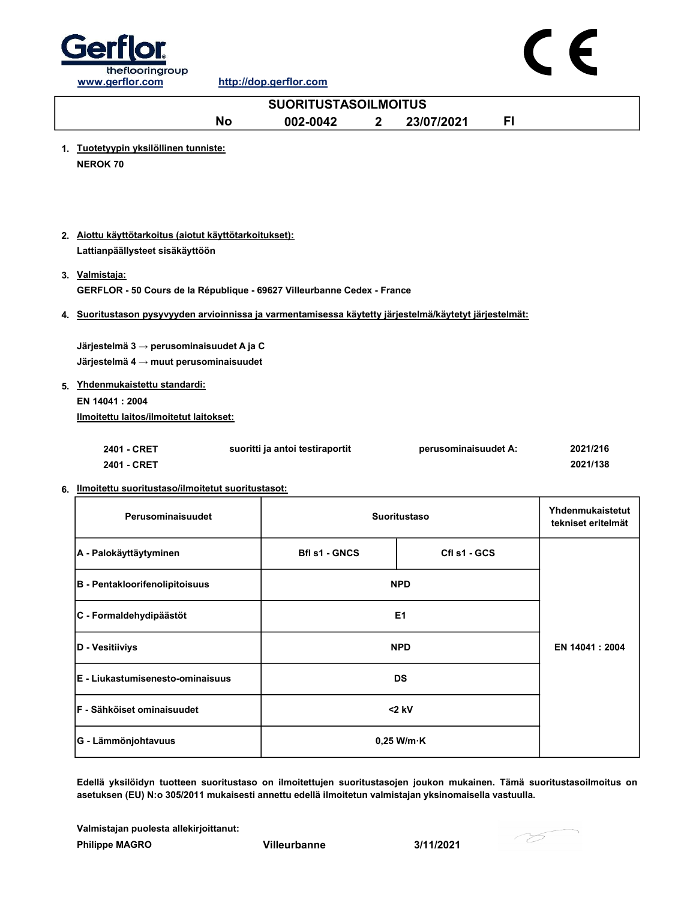Gerflor theflooringgroup

www.gerflor.com http://dop.gerflor.com

CE

# SUORITUSTASOILMOITUS

**No 002-0042 2 23/07/2021 FI**

1. **Tuotetyypin yksilöllinen tunniste:**

   **NEROK 70**

2. **Aiottu käyttötarkoitus (aiotut käyttötarkoitukset):**

   **Lattianpäällysteet sisäkäyttöön**

3. **Valmistaja:**

   **GERFLOR - 50 Cours de la République - 69627 Villeurbanne Cedex - France**

4. **Suoritustason pysyvyyden arvioinnissa ja varmentamisessa käytetty järjestelmä/käytetyt järjestelmät:**

   **Järjestelmä 3 → perusominaisuudet A ja C**
   **Järjestelmä 4 → muut perusominaisuudet**

5. **Yhdenmukaistettu standardi:**

   **EN 14041 : 2004**

   **Ilmoitettu laitos/ilmoitetut laitokset:**

   | | | | |
   |---|---|---|---|
   | 2401 - CRET | suoritti ja antoi testiraportit | perusominaisuudet A: | 2021/216 |
   | 2401 - CRET | | | 2021/138 |

6. **Ilmoitettu suoritustaso/ilmoitetut suoritustasot:**

| Perusominaisuudet | Suoritustaso | | Yhdenmukaistetut tekniset eritelmät |
|---|---|---|---|
| A - Palokäyttäytyminen | Bfl s1 - GNCS | Cfl s1 - GCS | EN 14041 : 2004 |
| B - Pentakloorifenolipitoisuus | NPD | | |
| C - Formaldehydipäästöt | E1 | | |
| D - Vesitiiviys | NPD | | |
| E - Liukastumisenesto-ominaisuus | DS | | |
| F - Sähköiset ominaisuudet | <2 kV | | |
| G - Lämmönjohtavuus | 0,25 W/m·K | | |

**Edellä yksilöidyn tuotteen suoritustaso on ilmoitettujen suoritustasojen joukon mukainen. Tämä suoritustasoilmoitus on asetuksen (EU) N:o 305/2011 mukaisesti annettu edellä ilmoitetun valmistajan yksinomaisella vastuulla.**

**Valmistajan puolesta allekirjoittanut:**

**Philippe MAGRO** **Villeurbanne** **3/11/2021**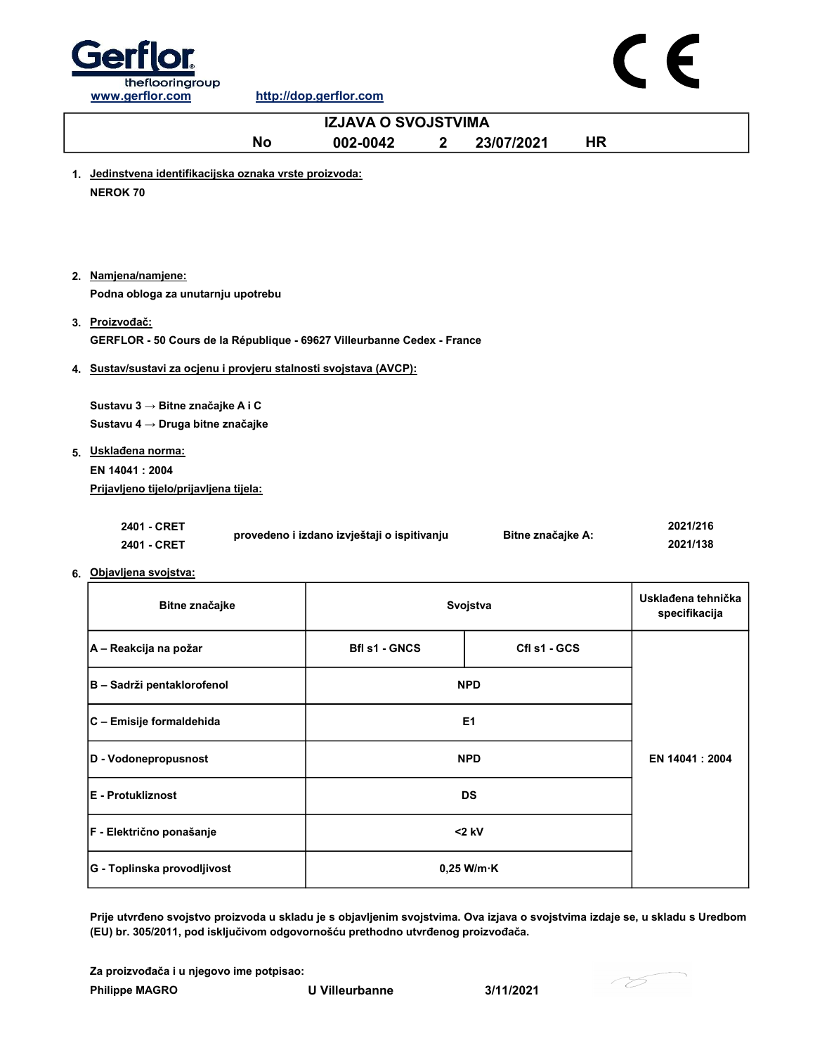www.gerflor.com http://dop.gerflor.com

# IZJAVA O SVOJSTVIMA

**No 002-0042 2 23/07/2021 HR**

1. **Jedinstvena identifikacijska oznaka vrste proizvoda:**

   **NEROK 70**

2. **Namjena/namjene:**

   **Podna obloga za unutarnju upotrebu**

3. **Proizvođač:**

   **GERFLOR - 50 Cours de la République - 69627 Villeurbanne Cedex - France**

4. **Sustav/sustavi za ocjenu i provjeru stalnosti svojstava (AVCP):**

   **Sustavu 3 → Bitne značajke A i C**
   **Sustavu 4 → Druga bitne značajke**

5. **Usklađena norma:**

   **EN 14041 : 2004**

   **Prijavljeno tijelo/prijavljena tijela:**

| | | | |
|---|---|---|---|
| 2401 - CRET | provedeno i izdano izvještaji o ispitivanju | Bitne značajke A: | 2021/216 |
| 2401 - CRET | | | 2021/138 |

6. **Objavljena svojstva:**

| Bitne značajke | Svojstva | | Usklađena tehnička specifikacija |
|---|---|---|---|
| A – Reakcija na požar | Bfl s1 - GNCS | Cfl s1 - GCS | EN 14041 : 2004 |
| B – Sadrži pentaklorofenol | NPD | | |
| C – Emisije formaldehida | E1 | | |
| D - Vodonepropusnost | NPD | | |
| E - Protukliznost | DS | | |
| F - Električno ponašanje | <2 kV | | |
| G - Toplinska provodljivost | 0,25 W/m·K | | |

**Prije utvrđeno svojstvo proizvoda u skladu je s objavljenim svojstvima. Ova izjava o svojstvima izdaje se, u skladu s Uredbom (EU) br. 305/2011, pod isključivom odgovornošću prethodno utvrđenog proizvođača.**

**Za proizvođača i u njegovo ime potpisao:**

**Philippe MAGRO U Villeurbanne 3/11/2021**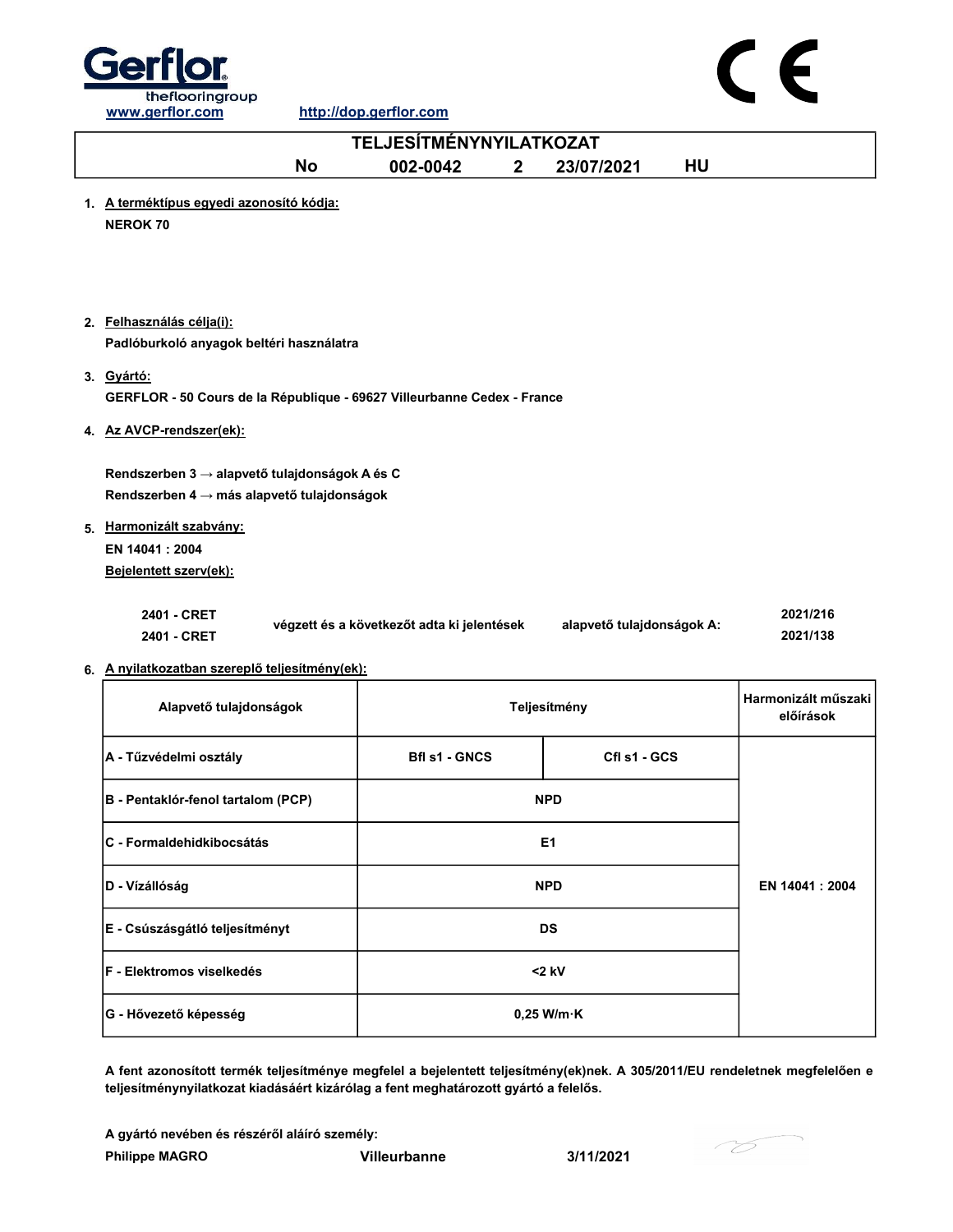Gerflor
theflooringgroup
www.gerflor.com http://dop.gerflor.com

# TELJESÍTMÉNYNYILATKOZAT

**No 002-0042 2 23/07/2021 HU**

1. **A terméktípus egyedi azonosító kódja:**
   **NEROK 70**

2. **Felhasználás célja(i):**
   **Padlóburkoló anyagok beltéri használatra**

3. **Gyártó:**
   **GERFLOR - 50 Cours de la République - 69627 Villeurbanne Cedex - France**

4. **Az AVCP-rendszer(ek):**

   **Rendszerben 3 → alapvető tulajdonságok A és C**
   **Rendszerben 4 → más alapvető tulajdonságok**

5. **Harmonizált szabvány:**
   **EN 14041 : 2004**
   **Bejelentett szerv(ek):**

| | | | |
|---|---|---|---|
| 2401 - CRET | végzett és a következőt adta ki jelentések | alapvető tulajdonságok A: | 2021/216 |
| 2401 - CRET | | | 2021/138 |

6. **A nyilatkozatban szereplő teljesítmény(ek):**

| Alapvető tulajdonságok | Teljesítmény | | Harmonizált műszaki előírások |
|---|---|---|---|
| A - Tűzvédelmi osztály | Bfl s1 - GNCS | Cfl s1 - GCS | EN 14041 : 2004 |
| B - Pentaklór-fenol tartalom (PCP) | NPD | | |
| C - Formaldehidkibocsátás | E1 | | |
| D - Vízállóság | NPD | | |
| E - Csúszásgátló teljesítményt | DS | | |
| F - Elektromos viselkedés | <2 kV | | |
| G - Hővezető képesség | 0,25 W/m·K | | |

**A fent azonosított termék teljesítménye megfelel a bejelentett teljesítmény(ek)nek. A 305/2011/EU rendeletnek megfelelően e teljesítménynyilatkozat kiadásáért kizárólag a fent meghatározott gyártó a felelős.**

**A gyártó nevében és részéről aláíró személy:**
**Philippe MAGRO** **Villeurbanne** **3/11/2021**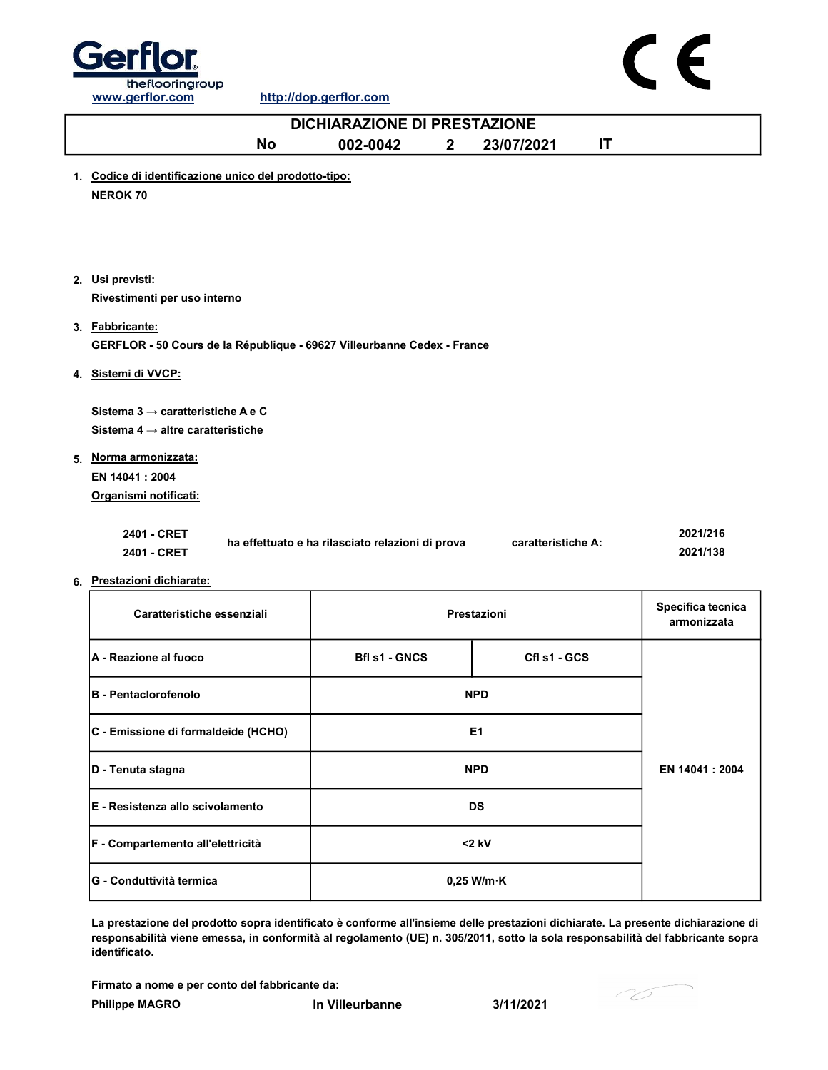Gerflor
theflooringgroup

www.gerflor.com http://dop.gerflor.com

CE

# DICHIARAZIONE DI PRESTAZIONE

**No 002-0042 2 23/07/2021 IT**

1. **Codice di identificazione unico del prodotto-tipo:**
   NEROK 70

2. **Usi previsti:**
   Rivestimenti per uso interno

3. **Fabbricante:**
   GERFLOR - 50 Cours de la République - 69627 Villeurbanne Cedex - France

4. **Sistemi di VVCP:**

   Sistema 3 → caratteristiche A e C
   Sistema 4 → altre caratteristiche

5. **Norma armonizzata:**
   EN 14041 : 2004
   **Organismi notificati:**

| | | | |
|---|---|---|---|
| 2401 - CRET | ha effettuato e ha rilasciato relazioni di prova | caratteristiche A: | 2021/216 |
| 2401 - CRET | | | 2021/138 |

6. **Prestazioni dichiarate:**

| Caratteristiche essenziali | Prestazioni | | Specifica tecnica armonizzata |
|---|---|---|---|
| A - Reazione al fuoco | Bfl s1 - GNCS | Cfl s1 - GCS | EN 14041 : 2004 |
| B - Pentaclorofenolo | NPD | | |
| C - Emissione di formaldeide (HCHO) | E1 | | |
| D - Tenuta stagna | NPD | | |
| E - Resistenza allo scivolamento | DS | | |
| F - Compartemento all'elettricità | <2 kV | | |
| G - Conduttività termica | 0,25 W/m·K | | |

La prestazione del prodotto sopra identificato è conforme all'insieme delle prestazioni dichiarate. La presente dichiarazione di responsabilità viene emessa, in conformità al regolamento (UE) n. 305/2011, sotto la sola responsabilità del fabbricante sopra identificato.

Firmato a nome e per conto del fabbricante da:

Philippe MAGRO In Villeurbanne 3/11/2021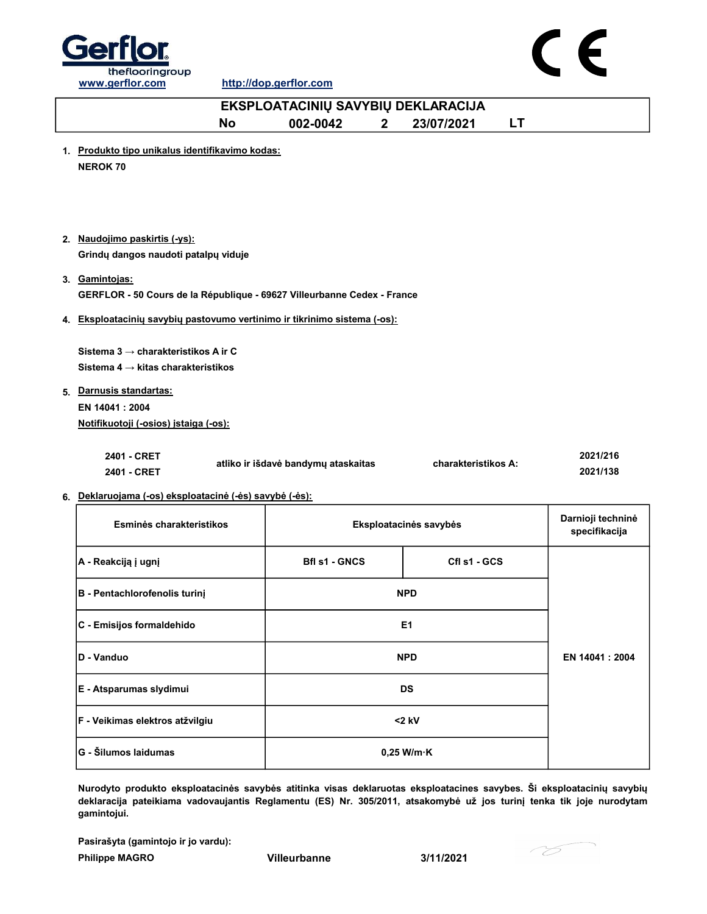Gerflor
theflooringgroup

www.gerflor.com http://dop.gerflor.com

CE

# EKSPLOATACINIŲ SAVYBIŲ DEKLARACIJA

**No 002-0042 2 23/07/2021 LT**

1. **Produkto tipo unikalus identifikavimo kodas:**
   **NEROK 70**

2. **Naudojimo paskirtis (-ys):**
   **Grindų dangos naudoti patalpų viduje**

3. **Gamintojas:**
   **GERFLOR - 50 Cours de la République - 69627 Villeurbanne Cedex - France**

4. **Eksploatacinių savybių pastovumo vertinimo ir tikrinimo sistema (-os):**

   **Sistema 3 → charakteristikos A ir C**
   **Sistema 4 → kitas charakteristikos**

5. **Darnusis standartas:**
   **EN 14041 : 2004**
   **Notifikuotoji (-osios) įstaiga (-os):**

   | | | | |
   |---|---|---|---|
   | 2401 - CRET | atliko ir išdavė bandymų ataskaitas | charakteristikos A: | 2021/216 |
   | 2401 - CRET | | | 2021/138 |

6. **Deklaruojama (-os) eksploatacinė (-ės) savybė (-ės):**

| Esminės charakteristikos | Eksploatacinės savybės | | Darnioji techninė specifikacija |
|---|---|---|---|
| A - Reakciją į ugnį | Bfl s1 - GNCS | Cfl s1 - GCS | EN 14041 : 2004 |
| B - Pentachlorofenolis turinį | NPD | | |
| C - Emisijos formaldehido | E1 | | |
| D - Vanduo | NPD | | |
| E - Atsparumas slydimui | DS | | |
| F - Veikimas elektros atžvilgiu | <2 kV | | |
| G - Šilumos laidumas | 0,25 W/m·K | | |

**Nurodyto produkto eksploatacinės savybės atitinka visas deklaruotas eksploatacines savybes. Ši eksploatacinių savybių deklaracija pateikiama vadovaujantis Reglamentu (ES) Nr. 305/2011, atsakomybė už jos turinį tenka tik joje nurodytam gamintojui.**

**Pasirašyta (gamintojo ir jo vardu):**
**Philippe MAGRO** **Villeurbanne** **3/11/2021**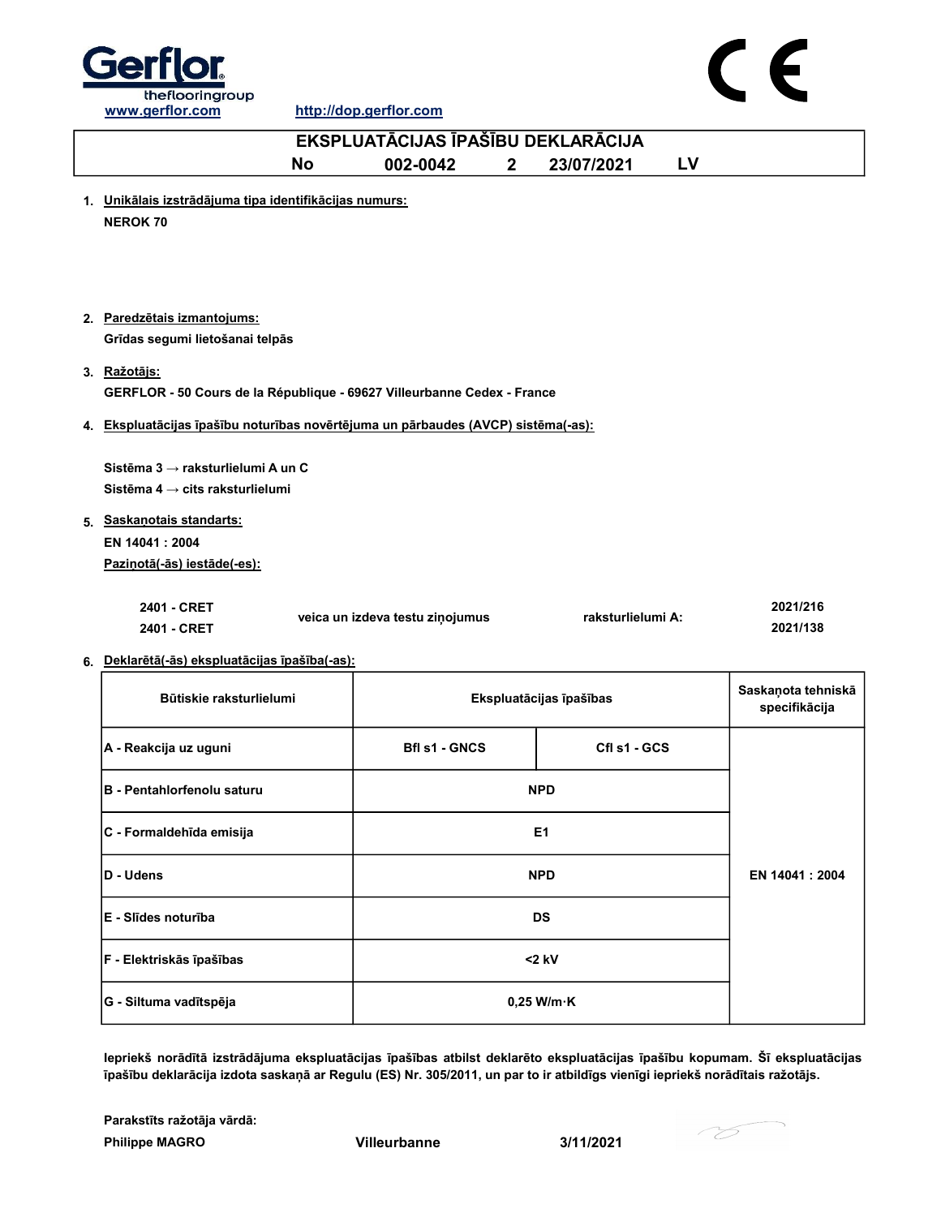www.gerflor.com http://dop.gerflor.com

# EKSPLUATĀCIJAS ĪPAŠĪBU DEKLARĀCIJA

**No 002-0042 2 23/07/2021 LV**

1. **Unikālais izstrādājuma tipa identifikācijas numurs:**

   **NEROK 70**

2. **Paredzētais izmantojums:**

   **Grīdas segumi lietošanai telpās**

3. **Ražotājs:**

   **GERFLOR - 50 Cours de la République - 69627 Villeurbanne Cedex - France**

4. **Ekspluatācijas īpašību noturības novērtējuma un pārbaudes (AVCP) sistēma(-as):**

   **Sistēma 3 → raksturlielumi A un C**
   **Sistēma 4 → cits raksturlielumi**

5. **Saskaņotais standarts:**

   **EN 14041 : 2004**

   **Paziņotā(-ās) iestāde(-es):**

| | | | |
|---|---|---|---|
| 2401 - CRET | veica un izdeva testu ziņojumus | raksturlielumi A: | 2021/216 |
| 2401 - CRET | | | 2021/138 |

6. **Deklarētā(-ās) ekspluatācijas īpašība(-as):**

| Būtiskie raksturlielumi | Ekspluatācijas īpašības | | Saskaņota tehniskā specifikācija |
|---|---|---|---|
| A - Reakcija uz uguni | Bfl s1 - GNCS | Cfl s1 - GCS | EN 14041 : 2004 |
| B - Pentahlorfenolu saturu | NPD | | |
| C - Formaldehīda emisija | E1 | | |
| D - Udens | NPD | | |
| E - Slīdes noturība | DS | | |
| F - Elektriskās īpašības | <2 kV | | |
| G - Siltuma vadītspēja | 0,25 W/m·K | | |

**Iepriekš norādītā izstrādājuma ekspluatācijas īpašības atbilst deklarēto ekspluatācijas īpašību kopumam. Šī ekspluatācijas īpašību deklarācija izdota saskaņā ar Regulu (ES) Nr. 305/2011, un par to ir atbildīgs vienīgi iepriekš norādītais ražotājs.**

**Parakstīts ražotāja vārdā:**

**Philippe MAGRO** Villeurbanne 3/11/2021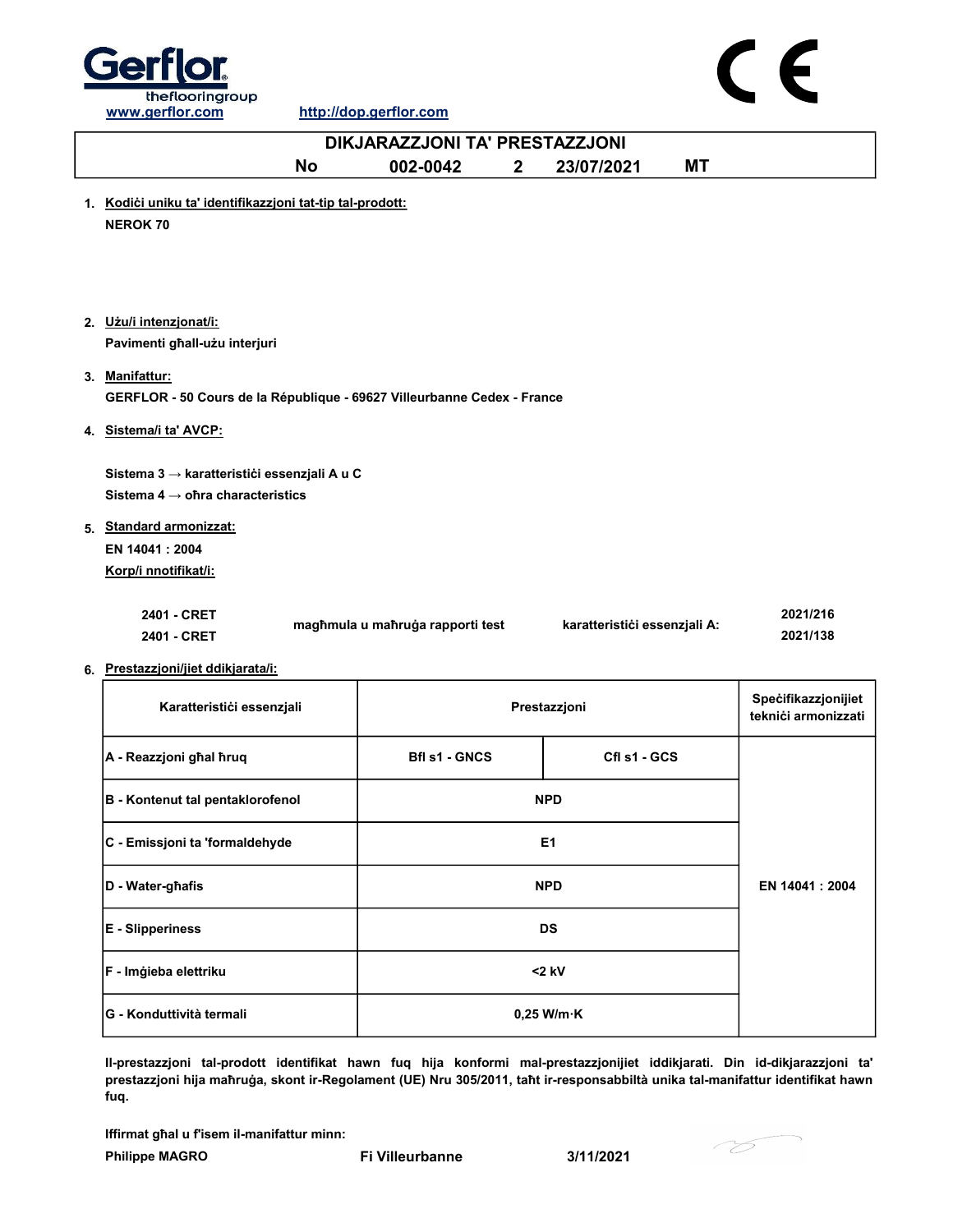Gerflor
theflooringgroup
www.gerflor.com http://dop.gerflor.com

CE

# DIKJARAZZJONI TA' PRESTAZZJONI

**No 002-0042 2 23/07/2021 MT**

1. **Kodiċi uniku ta' identifikazzjoni tat-tip tal-prodott:**
   **NEROK 70**

2. **Użu/i intenzjonat/i:**
   **Pavimenti għall-użu interjuri**

3. **Manifattur:**
   **GERFLOR - 50 Cours de la République - 69627 Villeurbanne Cedex - France**

4. **Sistema/i ta' AVCP:**

   **Sistema 3 → karatteristiċi essenzjali A u C**
   **Sistema 4 → oħra characteristics**

5. **Standard armonizzat:**
   **EN 14041 : 2004**
   **Korp/i nnotifikat/i:**

| | | | |
|---|---|---|---|
| **2401 - CRET** | **magħmula u maħruġa rapporti test** | **karatteristiċi essenzjali A:** | **2021/216** |
| **2401 - CRET** | | | **2021/138** |

6. **Prestazzjoni/jiet ddikjarata/i:**

| Karatteristiċi essenzjali | Prestazzjoni | | Speċifikazzjonijiet tekniċi armonizzati |
|---|---|---|---|
| A - Reazzjoni għal ħruq | Bfl s1 - GNCS | Cfl s1 - GCS | EN 14041 : 2004 |
| B - Kontenut tal pentaklorofenol | NPD | | |
| C - Emissjoni ta 'formaldehyde | E1 | | |
| D - Water-għafis | NPD | | |
| E - Slipperiness | DS | | |
| F - Imġieba elettriku | <2 kV | | |
| G - Konduttività termali | 0,25 W/m·K | | |

**Il-prestazzjoni tal-prodott identifikat hawn fuq hija konformi mal-prestazzjonijiet iddikjarati. Din id-dikjarazzjoni ta' prestazzjoni hija maħruġa, skont ir-Regolament (UE) Nru 305/2011, taħt ir-responsabbiltà unika tal-manifattur identifikat hawn fuq.**

**Iffirmat għal u f'isem il-manifattur minn:**
**Philippe MAGRO** **Fi Villeurbanne** **3/11/2021**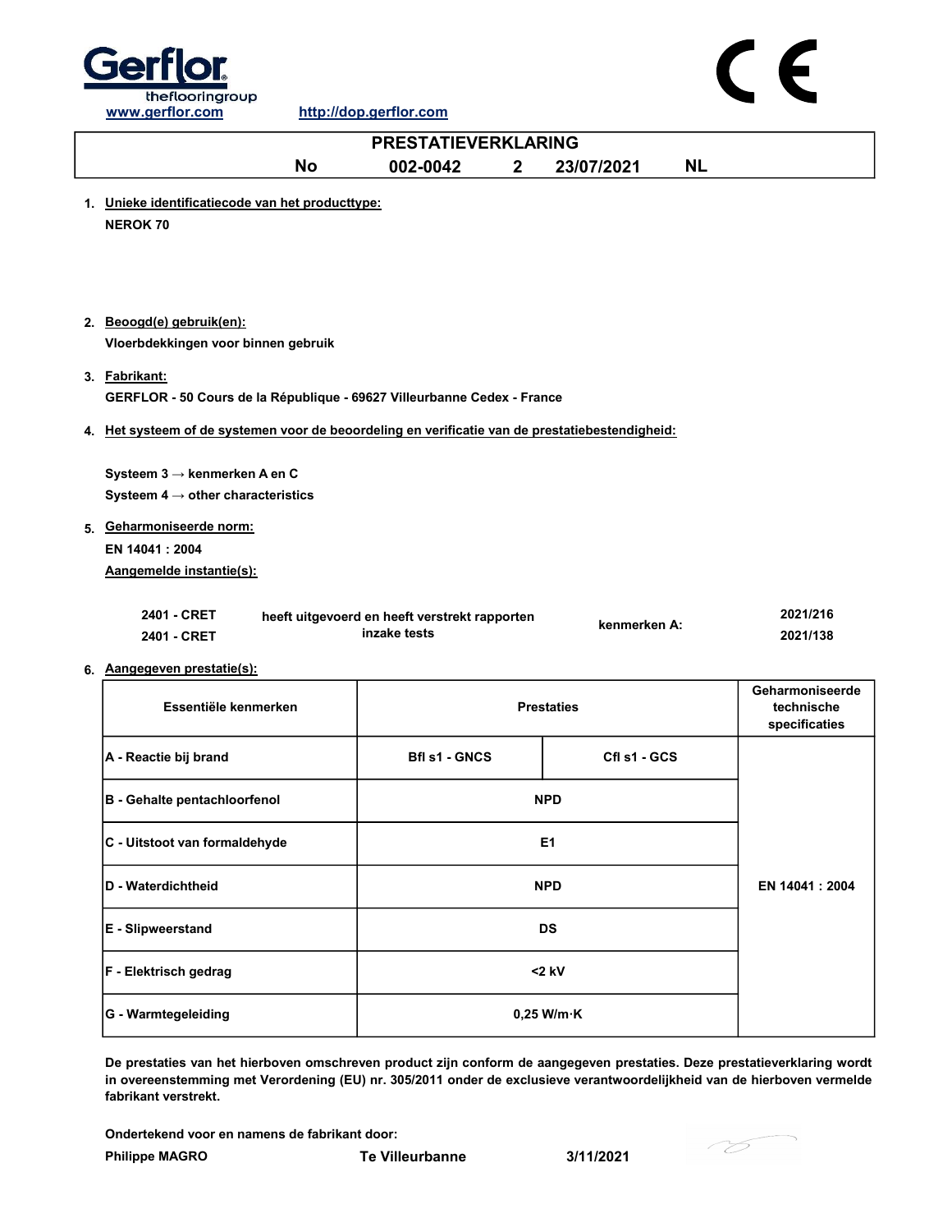Gerflor theflooringgroup

www.gerflor.com http://dop.gerflor.com

CE

# PRESTATIEVERKLARING

**No 002-0042 2 23/07/2021 NL**

1. **Unieke identificatiecode van het producttype:**

   **NEROK 70**

2. **Beoogd(e) gebruik(en):**

   **Vloerbdekkingen voor binnen gebruik**

3. **Fabrikant:**

   **GERFLOR - 50 Cours de la République - 69627 Villeurbanne Cedex - France**

4. **Het systeem of de systemen voor de beoordeling en verificatie van de prestatiebestendigheid:**

   **Systeem 3 → kenmerken A en C**

   **Systeem 4 → other characteristics**

5. **Geharmoniseerde norm:**

   **EN 14041 : 2004**

   **Aangemelde instantie(s):**

| | | | |
|---|---|---|---|
| 2401 - CRET | heeft uitgevoerd en heeft verstrekt rapporten inzake tests | kenmerken A: | 2021/216 |
| 2401 - CRET | | | 2021/138 |

6. **Aangegeven prestatie(s):**

| Essentiële kenmerken | Prestaties | | Geharmoniseerde technische specificaties |
|---|---|---|---|
| A - Reactie bij brand | Bfl s1 - GNCS | Cfl s1 - GCS | EN 14041 : 2004 |
| B - Gehalte pentachloorfenol | NPD | | |
| C - Uitstoot van formaldehyde | E1 | | |
| D - Waterdichtheid | NPD | | |
| E - Slipweerstand | DS | | |
| F - Elektrisch gedrag | <2 kV | | |
| G - Warmtegeleiding | 0,25 W/m·K | | |

**De prestaties van het hierboven omschreven product zijn conform de aangegeven prestaties. Deze prestatieverklaring wordt in overeenstemming met Verordening (EU) nr. 305/2011 onder de exclusieve verantwoordelijkheid van de hierboven vermelde fabrikant verstrekt.**

**Ondertekend voor en namens de fabrikant door:**

**Philippe MAGRO** **Te Villeurbanne** **3/11/2021**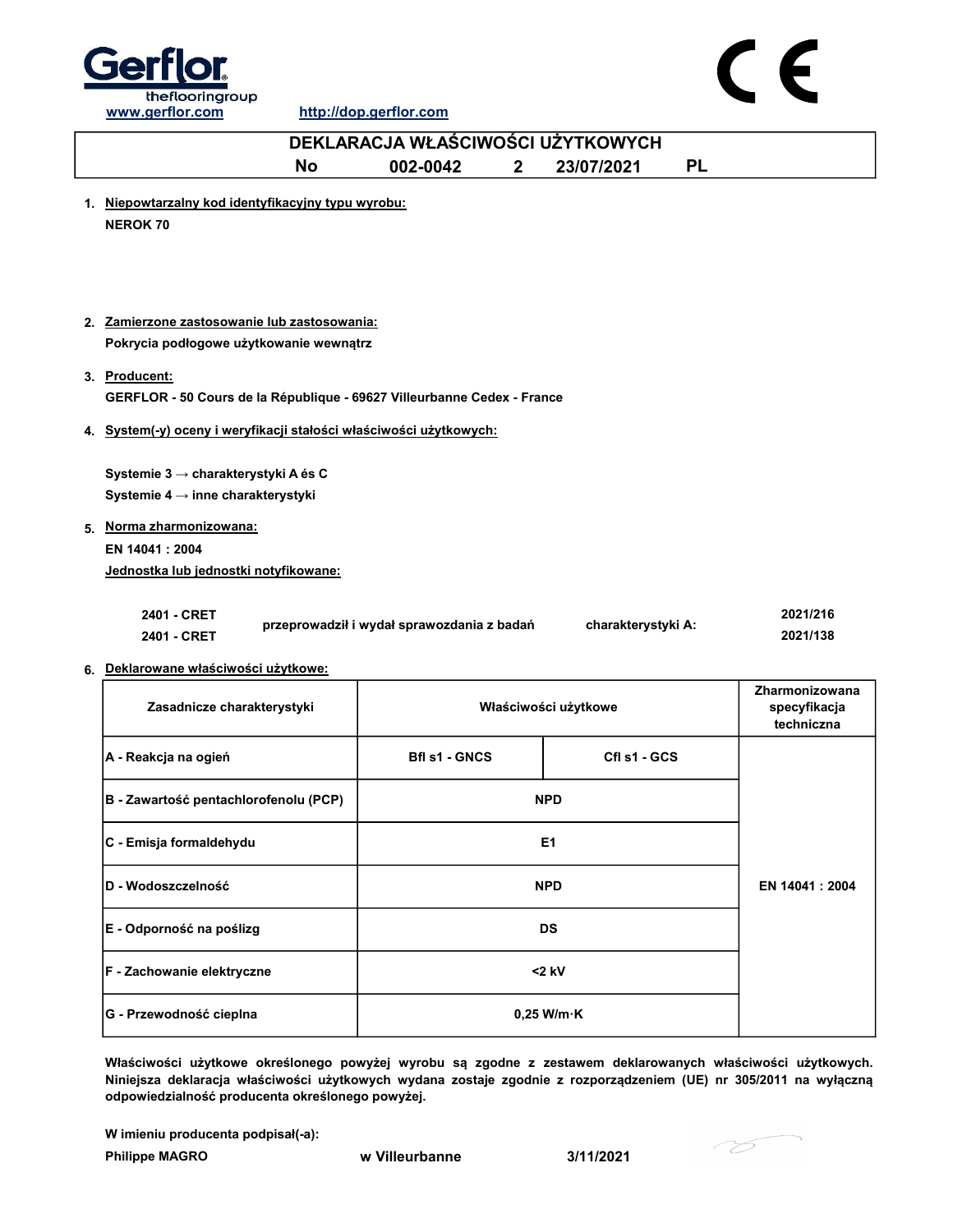Gerflor
theflooringgroup
www.gerflor.com http://dop.gerflor.com

CE

# DEKLARACJA WŁAŚCIWOŚCI UŻYTKOWYCH

**No 002-0042 2 23/07/2021 PL**

1. **Niepowtarzalny kod identyfikacyjny typu wyrobu:**
   **NEROK 70**

2. **Zamierzone zastosowanie lub zastosowania:**
   **Pokrycia podłogowe użytkowanie wewnątrz**

3. **Producent:**
   **GERFLOR - 50 Cours de la République - 69627 Villeurbanne Cedex - France**

4. **System(-y) oceny i weryfikacji stałości właściwości użytkowych:**

   **Systemie 3 → charakterystyki A és C**
   **Systemie 4 → inne charakterystyki**

5. **Norma zharmonizowana:**
   **EN 14041 : 2004**
   **Jednostka lub jednostki notyfikowane:**

| | | | |
|---|---|---|---|
| 2401 - CRET | przeprowadził i wydał sprawozdania z badań | charakterystyki A: | 2021/216 |
| 2401 - CRET | | | 2021/138 |

6. **Deklarowane właściwości użytkowe:**

| Zasadnicze charakterystyki | Właściwości użytkowe | | Zharmonizowana specyfikacja techniczna |
|---|---|---|---|
| A - Reakcja na ogień | Bfl s1 - GNCS | Cfl s1 - GCS | EN 14041 : 2004 |
| B - Zawartość pentachlorofenolu (PCP) | NPD | | |
| C - Emisja formaldehydu | E1 | | |
| D - Wodoszczelność | NPD | | |
| E - Odporność na poślizg | DS | | |
| F - Zachowanie elektryczne | <2 kV | | |
| G - Przewodność cieplna | 0,25 W/m·K | | |

**Właściwości użytkowe określonego powyżej wyrobu są zgodne z zestawem deklarowanych właściwości użytkowych. Niniejsza deklaracja właściwości użytkowych wydana zostaje zgodnie z rozporządzeniem (UE) nr 305/2011 na wyłączną odpowiedzialność producenta określonego powyżej.**

**W imieniu producenta podpisał(-a):**
**Philippe MAGRO** **w Villeurbanne** **3/11/2021**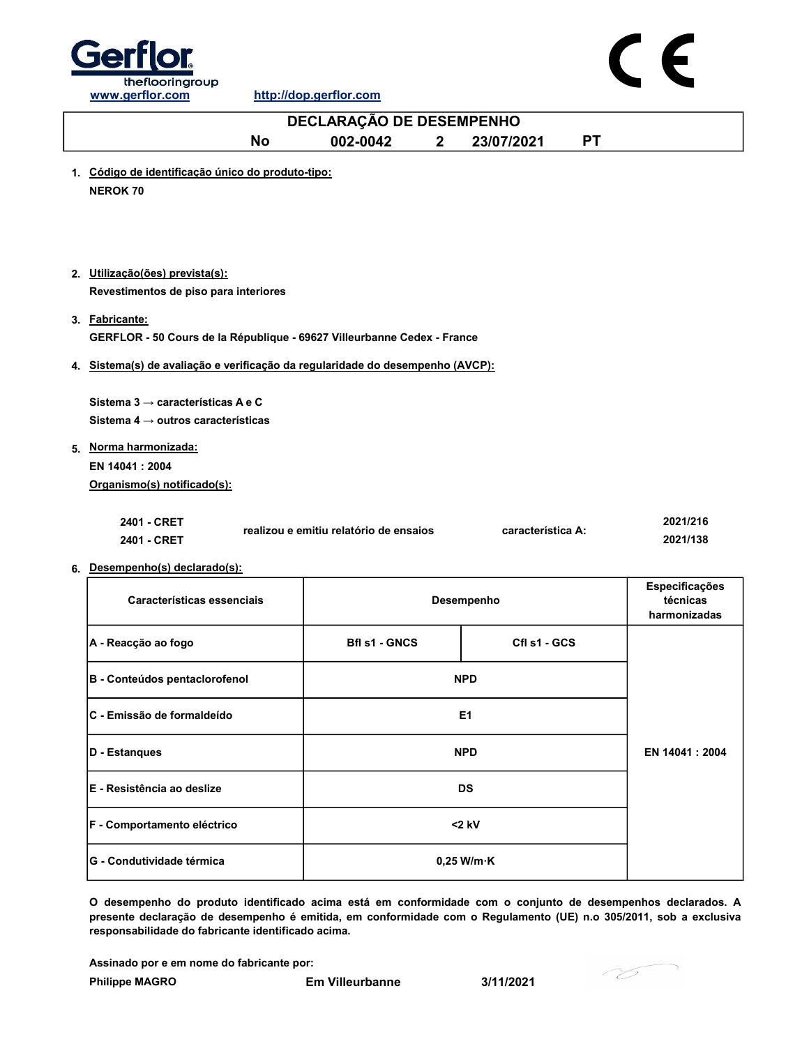Gerflor
theflooringgroup

www.gerflor.com http://dop.gerflor.com

# DECLARAÇÃO DE DESEMPENHO

**No 002-0042 2 23/07/2021 PT**

1. **Código de identificação único do produto-tipo:**
   **NEROK 70**

2. **Utilização(ões) prevista(s):**
   **Revestimentos de piso para interiores**

3. **Fabricante:**
   **GERFLOR - 50 Cours de la République - 69627 Villeurbanne Cedex - France**

4. **Sistema(s) de avaliação e verificação da regularidade do desempenho (AVCP):**

   **Sistema 3 → características A e C**
   **Sistema 4 → outros características**

5. **Norma harmonizada:**
   **EN 14041 : 2004**
   **Organismo(s) notificado(s):**

| | | | |
|---|---|---|---|
| 2401 - CRET | realizou e emitiu relatório de ensaios | característica A: | 2021/216 |
| 2401 - CRET | | | 2021/138 |

6. **Desempenho(s) declarado(s):**

| Características essenciais | Desempenho | | Especificações técnicas harmonizadas |
|---|---|---|---|
| A - Reacção ao fogo | Bfl s1 - GNCS | Cfl s1 - GCS | EN 14041 : 2004 |
| B - Conteúdos pentaclorofenol | NPD | | |
| C - Emissão de formaldeído | E1 | | |
| D - Estanques | NPD | | |
| E - Resistência ao deslize | DS | | |
| F - Comportamento eléctrico | <2 kV | | |
| G - Condutividade térmica | 0,25 W/m·K | | |

**O desempenho do produto identificado acima está em conformidade com o conjunto de desempenhos declarados. A presente declaração de desempenho é emitida, em conformidade com o Regulamento (UE) n.o 305/2011, sob a exclusiva responsabilidade do fabricante identificado acima.**

**Assinado por e em nome do fabricante por:**

**Philippe MAGRO** **Em Villeurbanne** **3/11/2021**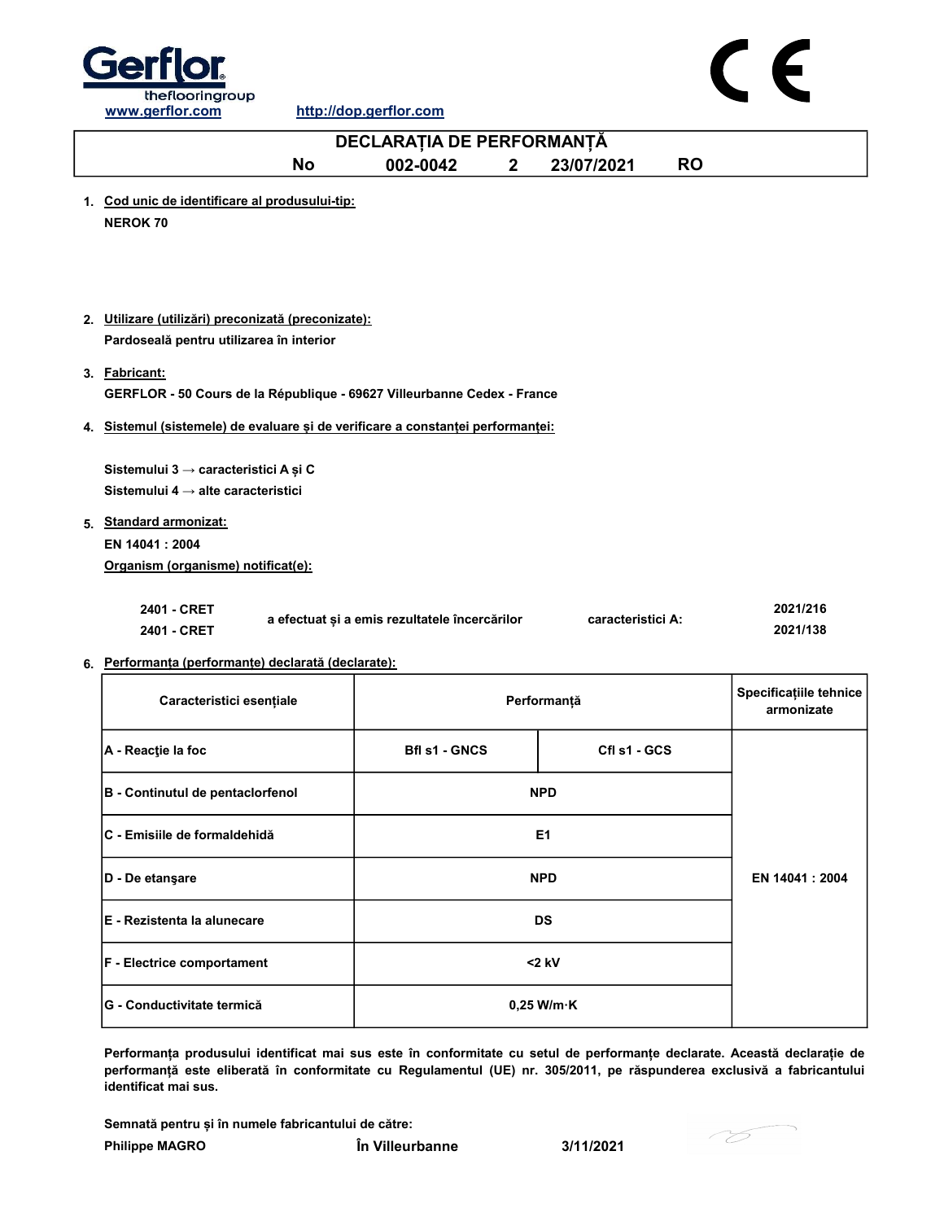Gerflor
theflooringgroup
www.gerflor.com http://dop.gerflor.com

# DECLARAȚIA DE PERFORMANȚĂ

**No 002-0042 2 23/07/2021 RO**

1. **Cod unic de identificare al produsului-tip:**
   **NEROK 70**

2. **Utilizare (utilizări) preconizată (preconizate):**
   **Pardoseală pentru utilizarea în interior**

3. **Fabricant:**
   **GERFLOR - 50 Cours de la République - 69627 Villeurbanne Cedex - France**

4. **Sistemul (sistemele) de evaluare și de verificare a constanței performanței:**

   **Sistemului 3 → caracteristici A și C**
   **Sistemului 4 → alte caracteristici**

5. **Standard armonizat:**
   **EN 14041 : 2004**
   **Organism (organisme) notificat(e):**

   | | | | |
   |---|---|---|---|
   | 2401 - CRET | a efectuat și a emis rezultatele încercărilor | caracteristici A: | 2021/216 |
   | 2401 - CRET | | | 2021/138 |

6. **Performanța (performanțe) declarată (declarate):**

| Caracteristici esențiale | Performanță | | Specificațiile tehnice armonizate |
|---|---|---|---|
| A - Reacţie la foc | Bfl s1 - GNCS | Cfl s1 - GCS | EN 14041 : 2004 |
| B - Continutul de pentaclorfenol | NPD | | |
| C - Emisiile de formaldehidă | E1 | | |
| D - De etanşare | NPD | | |
| E - Rezistenta la alunecare | DS | | |
| F - Electrice comportament | <2 kV | | |
| G - Conductivitate termică | 0,25 W/m·K | | |

**Performanța produsului identificat mai sus este în conformitate cu setul de performanțe declarate. Această declarație de performanță este eliberată în conformitate cu Regulamentul (UE) nr. 305/2011, pe răspunderea exclusivă a fabricantului identificat mai sus.**

**Semnată pentru și în numele fabricantului de către:**
**Philippe MAGRO** **În Villeurbanne** **3/11/2021**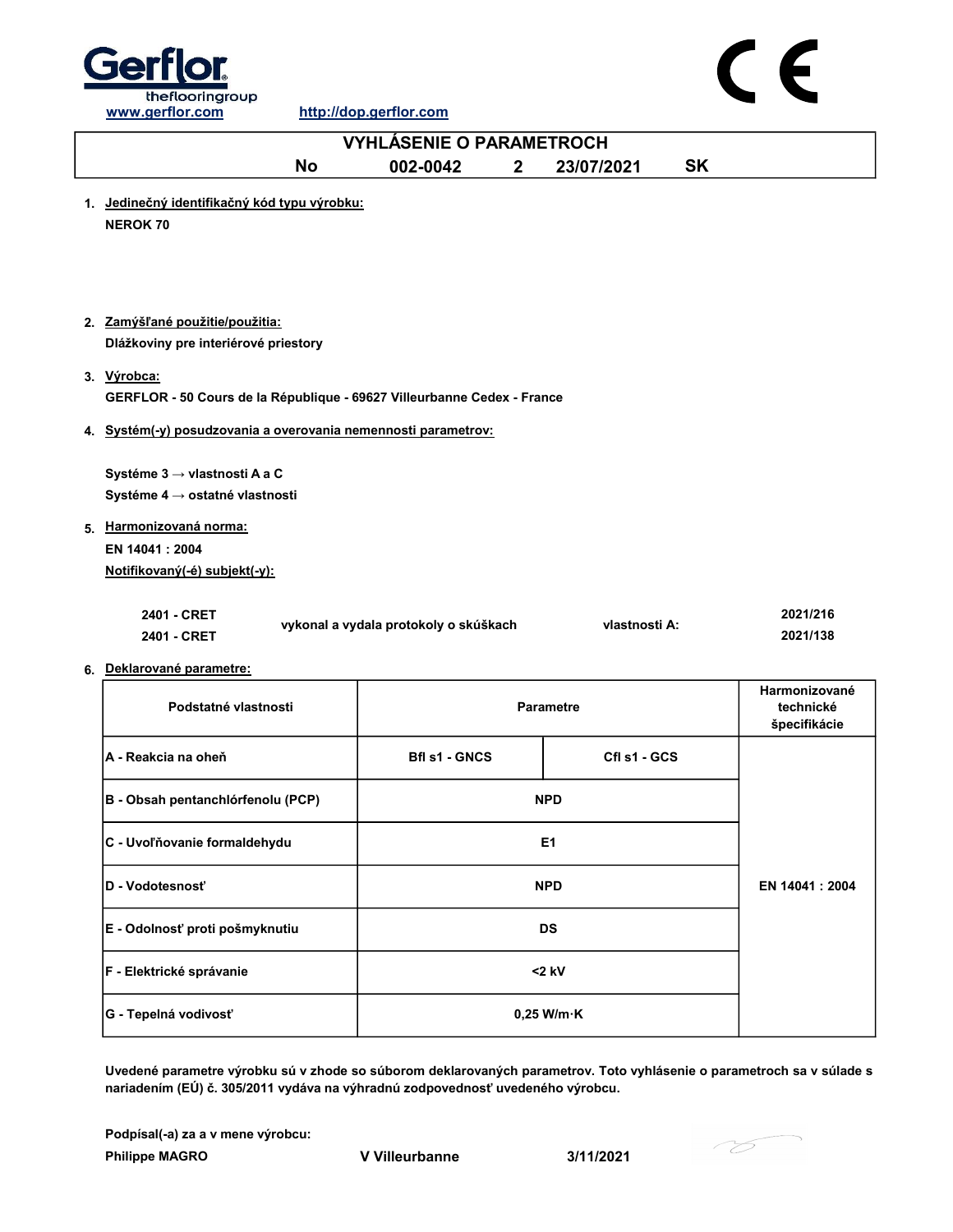Gerflor
theflooringgroup
www.gerflor.com http://dop.gerflor.com

# VYHLÁSENIE O PARAMETROCH

**No 002-0042 2 23/07/2021 SK**

1. **Jedinečný identifikačný kód typu výrobku:**
   **NEROK 70**

2. **Zamýšľané použitie/použitia:**
   **Dlážkoviny pre interiérové priestory**

3. **Výrobca:**
   **GERFLOR - 50 Cours de la République - 69627 Villeurbanne Cedex - France**

4. **Systém(-y) posudzovania a overovania nemennosti parametrov:**

   **Systéme 3 → vlastnosti A a C**
   **Systéme 4 → ostatné vlastnosti**

5. **Harmonizovaná norma:**
   **EN 14041 : 2004**
   **Notifikovaný(-é) subjekt(-y):**

| | | | |
|---|---|---|---|
| 2401 - CRET | vykonal a vydala protokoly o skúškach | vlastnosti A: | 2021/216 |
| 2401 - CRET | | | 2021/138 |

6. **Deklarované parametre:**

| Podstatné vlastnosti | Parametre | | Harmonizované technické špecifikácie |
|---|---|---|---|
| A - Reakcia na oheň | Bfl s1 - GNCS | Cfl s1 - GCS | EN 14041 : 2004 |
| B - Obsah pentanchlórfenolu (PCP) | NPD | | |
| C - Uvoľňovanie formaldehydu | E1 | | |
| D - Vodotesnosť | NPD | | |
| E - Odolnosť proti pošmyknutiu | DS | | |
| F - Elektrické správanie | <2 kV | | |
| G - Tepelná vodivosť | 0,25 W/m·K | | |

**Uvedené parametre výrobku sú v zhode so súborom deklarovaných parametrov. Toto vyhlásenie o parametroch sa v súlade s nariadením (EÚ) č. 305/2011 vydáva na výhradnú zodpovednosť uvedeného výrobcu.**

**Podpísal(-a) za a v mene výrobcu:**
**Philippe MAGRO** **V Villeurbanne** **3/11/2021**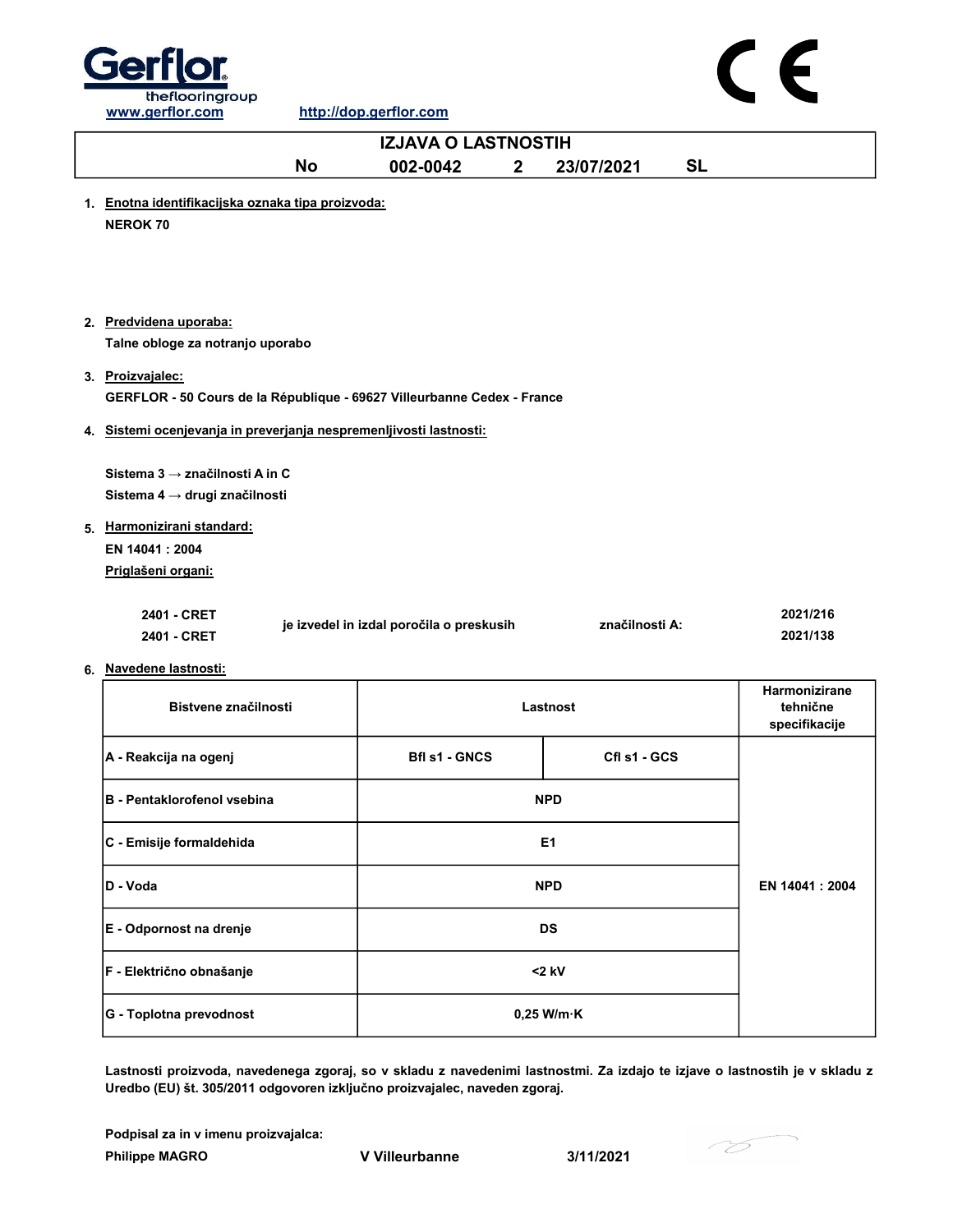Gerflor
theflooringgroup
www.gerflor.com http://dop.gerflor.com

# IZJAVA O LASTNOSTIH

**No 002-0042 2 23/07/2021 SL**

1. **Enotna identifikacijska oznaka tipa proizvoda:**
   **NEROK 70**

2. **Predvidena uporaba:**
   **Talne obloge za notranjo uporabo**

3. **Proizvajalec:**
   **GERFLOR - 50 Cours de la République - 69627 Villeurbanne Cedex - France**

4. **Sistemi ocenjevanja in preverjanja nespremenljivosti lastnosti:**

   **Sistema 3 → značilnosti A in C**
   **Sistema 4 → drugi značilnosti**

5. **Harmonizirani standard:**
   **EN 14041 : 2004**
   **Priglašeni organi:**

| | | | |
|---|---|---|---|
| 2401 - CRET | je izvedel in izdal poročila o preskusih | značilnosti A: | 2021/216 |
| 2401 - CRET | | | 2021/138 |

6. **Navedene lastnosti:**

| Bistvene značilnosti | Lastnost | | Harmonizirane tehnične specifikacije |
|---|---|---|---|
| A - Reakcija na ogenj | Bfl s1 - GNCS | Cfl s1 - GCS | EN 14041 : 2004 |
| B - Pentaklorofenol vsebina | NPD | | |
| C - Emisije formaldehida | E1 | | |
| D - Voda | NPD | | |
| E - Odpornost na drenje | DS | | |
| F - Električno obnašanje | <2 kV | | |
| G - Toplotna prevodnost | 0,25 W/m·K | | |

**Lastnosti proizvoda, navedenega zgoraj, so v skladu z navedenimi lastnostmi. Za izdajo te izjave o lastnostih je v skladu z Uredbo (EU) št. 305/2011 odgovoren izključno proizvajalec, naveden zgoraj.**

**Podpisal za in v imenu proizvajalca:**
**Philippe MAGRO** **V Villeurbanne** **3/11/2021**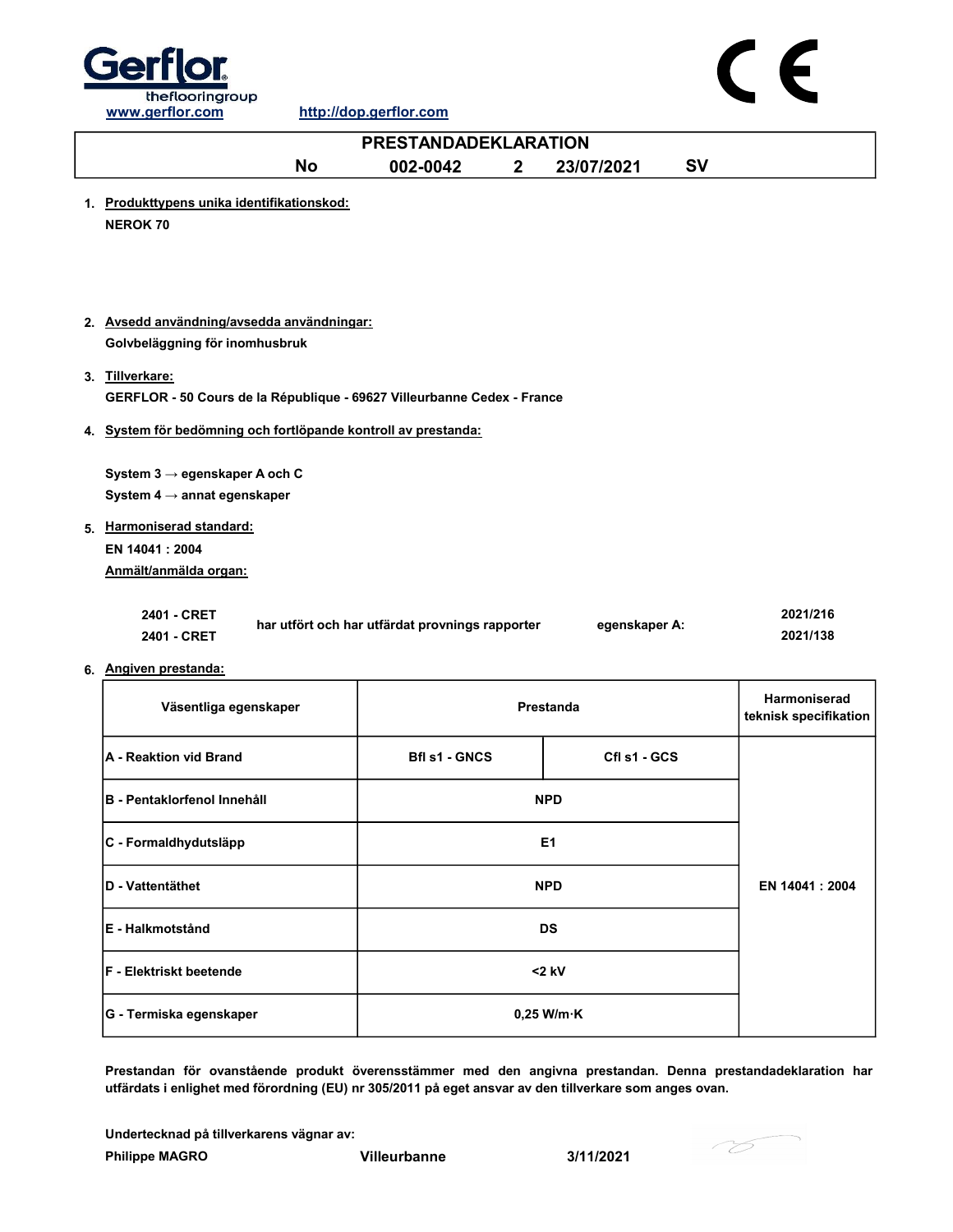Gerflor
theflooringgroup
www.gerflor.com http://dop.gerflor.com

CE

# PRESTANDADEKLARATION

**No 002-0042 2 23/07/2021 SV**

1. Produkttypens unika identifikationskod:
   **NEROK 70**

2. Avsedd användning/avsedda användningar:
   **Golvbeläggning för inomhusbruk**

3. Tillverkare:
   **GERFLOR - 50 Cours de la République - 69627 Villeurbanne Cedex - France**

4. System för bedömning och fortlöpande kontroll av prestanda:

   **System 3 → egenskaper A och C**
   **System 4 → annat egenskaper**

5. Harmoniserad standard:
   **EN 14041 : 2004**
   Anmält/anmälda organ:

| | | | |
|---|---|---|---|
| 2401 - CRET | har utfört och har utfärdat provnings rapporter | egenskaper A: | 2021/216 |
| 2401 - CRET | | | 2021/138 |

6. Angiven prestanda:

| Väsentliga egenskaper | Prestanda | | Harmoniserad teknisk specifikation |
|---|---|---|---|
| A - Reaktion vid Brand | Bfl s1 - GNCS | Cfl s1 - GCS | EN 14041 : 2004 |
| B - Pentaklorfenol Innehåll | NPD | | |
| C - Formaldhydutsläpp | E1 | | |
| D - Vattentäthet | NPD | | |
| E - Halkmotstånd | DS | | |
| F - Elektriskt beetende | <2 kV | | |
| G - Termiska egenskaper | 0,25 W/m·K | | |

**Prestandan för ovanstående produkt överensstämmer med den angivna prestandan. Denna prestandadeklaration har utfärdats i enlighet med förordning (EU) nr 305/2011 på eget ansvar av den tillverkare som anges ovan.**

**Undertecknad på tillverkarens vägnar av:**
**Philippe MAGRO** Villeurbanne 3/11/2021